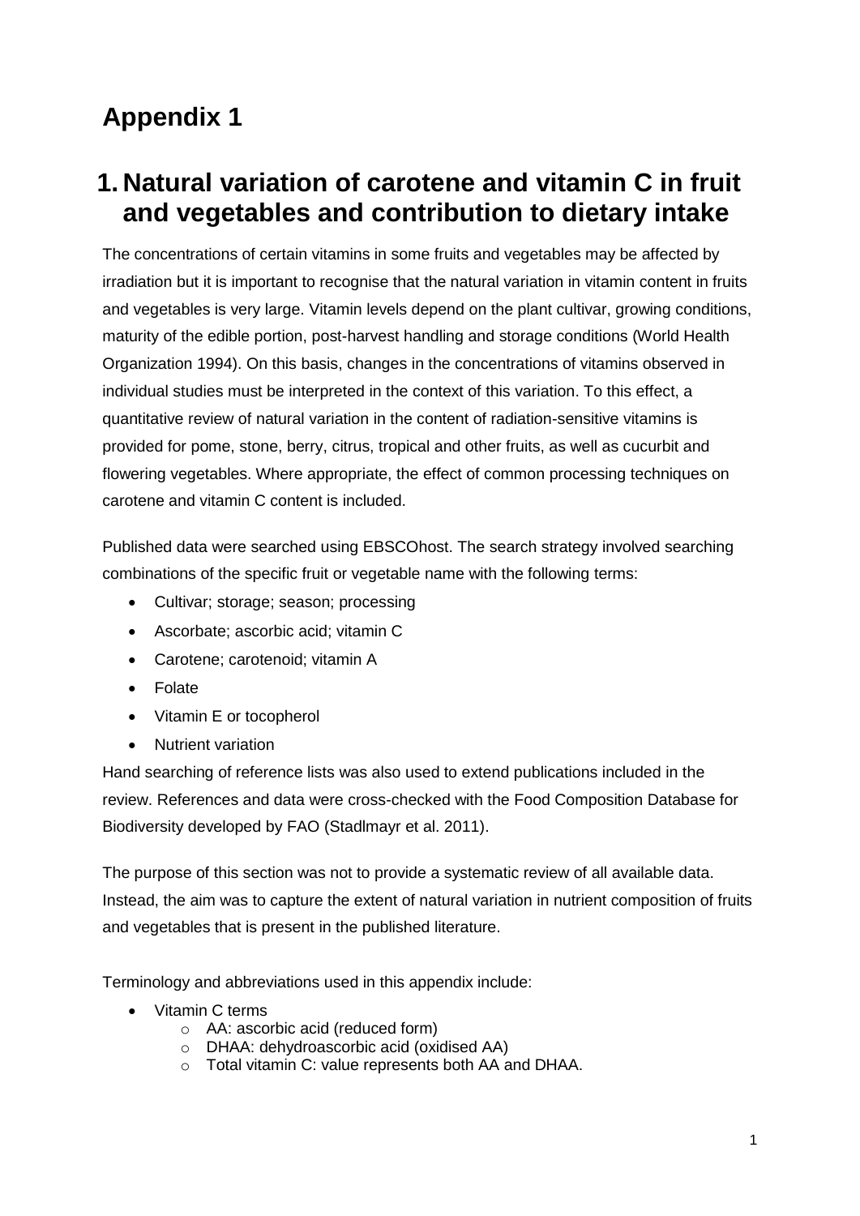# Appendix 1

## 1. Natural variation of carotene and vitamin C in fruit and vegetables and contribution to dietary intake

The concentrations of certain vitamins in some fruits and vegetables may be affected by irradiation but it is important to recognise that the natural variation in vitamin content in fruits and vegetables is very large. Vitamin levels depend on the plant cultivar, growing conditions, maturity of the edible portion, post-harvest handling and storage conditions (World Health Organization 1994). On this basis, changes in the concentrations of vitamins observed in individual studies must be interpreted in the context of this variation. To this effect, a quantitative review of natural variation in the content of radiation-sensitive vitamins is provided for pome, stone, berry, citrus, tropical and other fruits, as well as cucurbit and flowering vegetables. Where appropriate, the effect of common processing techniques on carotene and vitamin C content is included.

Published data were searched using EBSCOhost. The search strategy involved searching combinations of the specific fruit or vegetable name with the following terms:

- Cultivar; storage; season; processing
- Ascorbate; ascorbic acid; vitamin C
- Carotene; carotenoid; vitamin A
- Folate
- Vitamin E or tocopherol
- Nutrient variation

Hand searching of reference lists was also used to extend publications included in the review. References and data were cross-checked with the Food Composition Database for Biodiversity developed by FAO (Stadlmayr et al. 2011).

The purpose of this section was not to provide a systematic review of all available data. Instead, the aim was to capture the extent of natural variation in nutrient composition of fruits and vegetables that is present in the published literature.

Terminology and abbreviations used in this appendix include:

- Vitamin C terms
  - AA: ascorbic acid (reduced form)
  - DHAA: dehydroascorbic acid (oxidised AA)
  - Total vitamin C: value represents both AA and DHAA.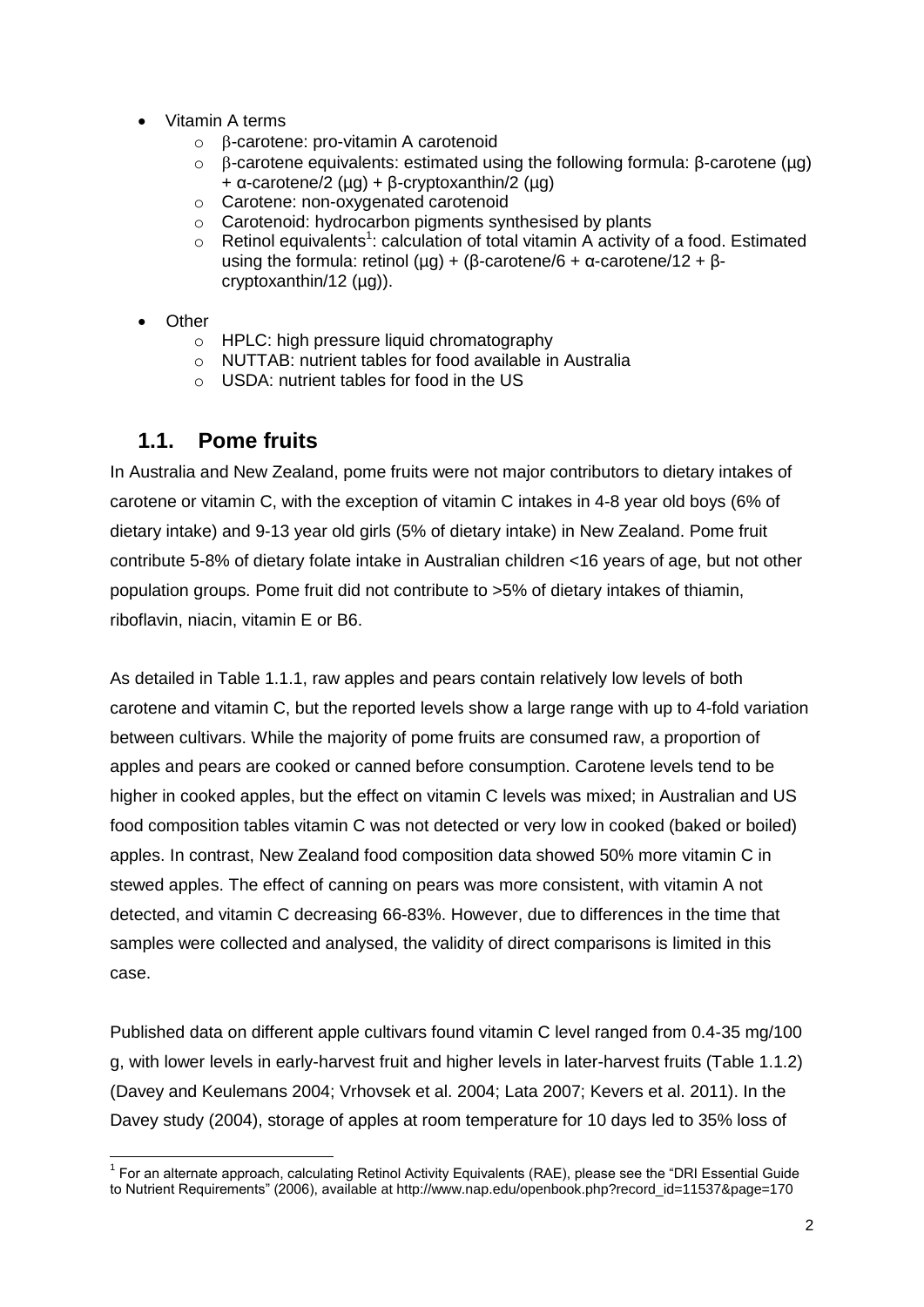- Vitamin A terms
  - β-carotene: pro-vitamin A carotenoid
  - β-carotene equivalents: estimated using the following formula: β-carotene (µg) + α-carotene/2 (µg) + β-cryptoxanthin/2 (µg)
  - Carotene: non-oxygenated carotenoid
  - Carotenoid: hydrocarbon pigments synthesised by plants
  - Retinol equivalents[1]: calculation of total vitamin A activity of a food. Estimated using the formula: retinol (µg) + (β-carotene/6 + α-carotene/12 + β-cryptoxanthin/12 (µg)).
- Other
  - HPLC: high pressure liquid chromatography
  - NUTTAB: nutrient tables for food available in Australia
  - USDA: nutrient tables for food in the US

## 1.1. Pome fruits

In Australia and New Zealand, pome fruits were not major contributors to dietary intakes of carotene or vitamin C, with the exception of vitamin C intakes in 4-8 year old boys (6% of dietary intake) and 9-13 year old girls (5% of dietary intake) in New Zealand. Pome fruit contribute 5-8% of dietary folate intake in Australian children <16 years of age, but not other population groups. Pome fruit did not contribute to >5% of dietary intakes of thiamin, riboflavin, niacin, vitamin E or B6.

As detailed in Table 1.1.1, raw apples and pears contain relatively low levels of both carotene and vitamin C, but the reported levels show a large range with up to 4-fold variation between cultivars. While the majority of pome fruits are consumed raw, a proportion of apples and pears are cooked or canned before consumption. Carotene levels tend to be higher in cooked apples, but the effect on vitamin C levels was mixed; in Australian and US food composition tables vitamin C was not detected or very low in cooked (baked or boiled) apples. In contrast, New Zealand food composition data showed 50% more vitamin C in stewed apples. The effect of canning on pears was more consistent, with vitamin A not detected, and vitamin C decreasing 66-83%. However, due to differences in the time that samples were collected and analysed, the validity of direct comparisons is limited in this case.

Published data on different apple cultivars found vitamin C level ranged from 0.4-35 mg/100 g, with lower levels in early-harvest fruit and higher levels in later-harvest fruits (Table 1.1.2) (Davey and Keulemans 2004; Vrhovsek et al. 2004; Lata 2007; Kevers et al. 2011). In the Davey study (2004), storage of apples at room temperature for 10 days led to 35% loss of

---

[1] For an alternate approach, calculating Retinol Activity Equivalents (RAE), please see the "DRI Essential Guide to Nutrient Requirements" (2006), available at http://www.nap.edu/openbook.php?record_id=11537&page=170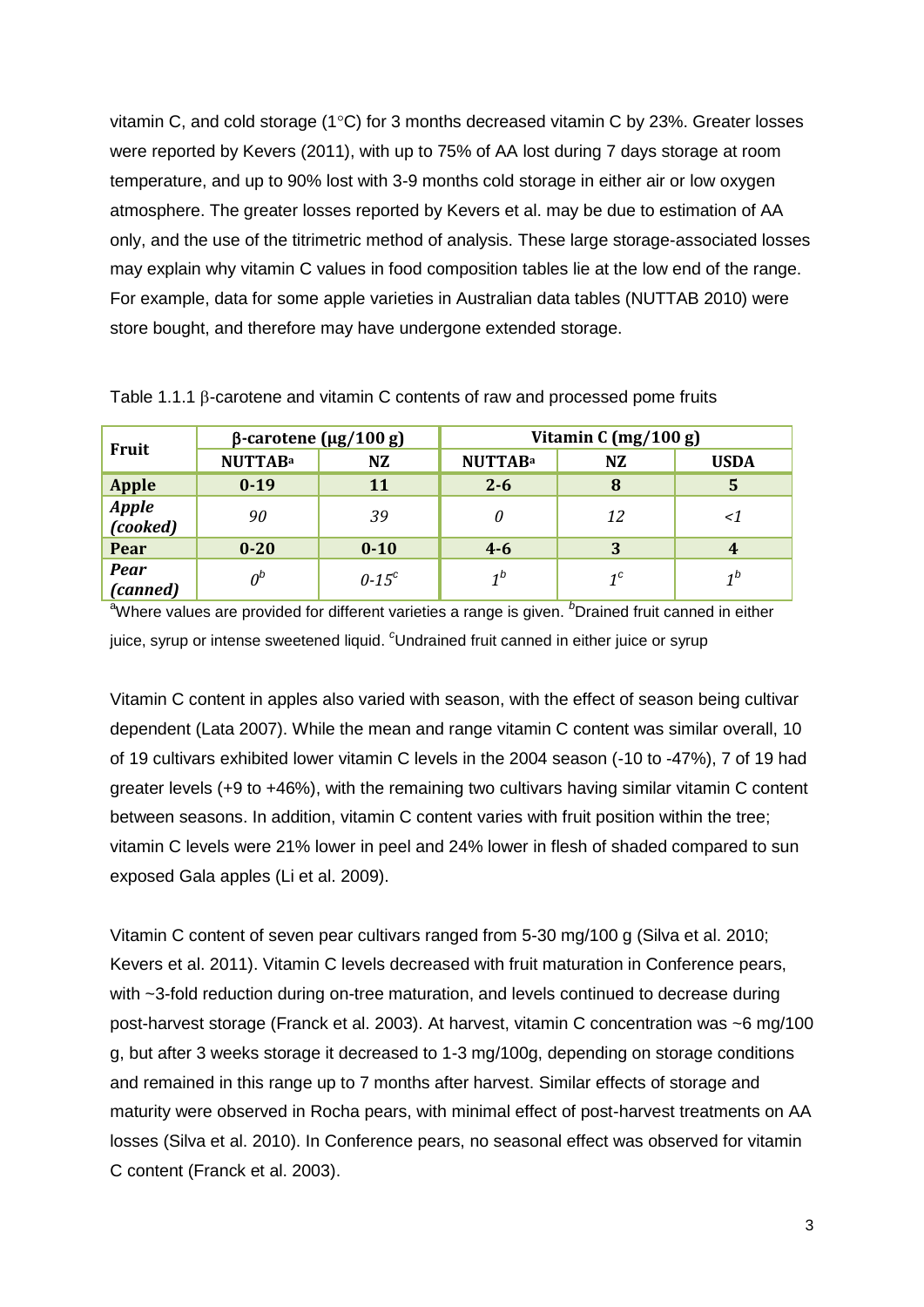vitamin C, and cold storage (1°C) for 3 months decreased vitamin C by 23%. Greater losses were reported by Kevers (2011), with up to 75% of AA lost during 7 days storage at room temperature, and up to 90% lost with 3-9 months cold storage in either air or low oxygen atmosphere. The greater losses reported by Kevers et al. may be due to estimation of AA only, and the use of the titrimetric method of analysis. These large storage-associated losses may explain why vitamin C values in food composition tables lie at the low end of the range. For example, data for some apple varieties in Australian data tables (NUTTAB 2010) were store bought, and therefore may have undergone extended storage.

Table 1.1.1 β-carotene and vitamin C contents of raw and processed pome fruits

| Fruit | β-carotene (μg/100 g) | | Vitamin C (mg/100 g) | | |
|---|---|---|---|---|---|
| | **NUTTAB[a]** | **NZ** | **NUTTAB[a]** | **NZ** | **USDA** |
| **Apple** | **0-19** | **11** | **2-6** | **8** | **5** |
| ***Apple (cooked)*** | *90* | *39* | *0* | *12* | *<1* |
| **Pear** | **0-20** | **0-10** | **4-6** | **3** | **4** |
| ***Pear (canned)*** | *0[b]* | *0-15[c]* | *1[b]* | *1[c]* | *1[b]* |

[a]Where values are provided for different varieties a range is given. [b]Drained fruit canned in either juice, syrup or intense sweetened liquid. [c]Undrained fruit canned in either juice or syrup

Vitamin C content in apples also varied with season, with the effect of season being cultivar dependent (Lata 2007). While the mean and range vitamin C content was similar overall, 10 of 19 cultivars exhibited lower vitamin C levels in the 2004 season (-10 to -47%), 7 of 19 had greater levels (+9 to +46%), with the remaining two cultivars having similar vitamin C content between seasons. In addition, vitamin C content varies with fruit position within the tree; vitamin C levels were 21% lower in peel and 24% lower in flesh of shaded compared to sun exposed Gala apples (Li et al. 2009).

Vitamin C content of seven pear cultivars ranged from 5-30 mg/100 g (Silva et al. 2010; Kevers et al. 2011). Vitamin C levels decreased with fruit maturation in Conference pears, with ~3-fold reduction during on-tree maturation, and levels continued to decrease during post-harvest storage (Franck et al. 2003). At harvest, vitamin C concentration was ~6 mg/100 g, but after 3 weeks storage it decreased to 1-3 mg/100g, depending on storage conditions and remained in this range up to 7 months after harvest. Similar effects of storage and maturity were observed in Rocha pears, with minimal effect of post-harvest treatments on AA losses (Silva et al. 2010). In Conference pears, no seasonal effect was observed for vitamin C content (Franck et al. 2003).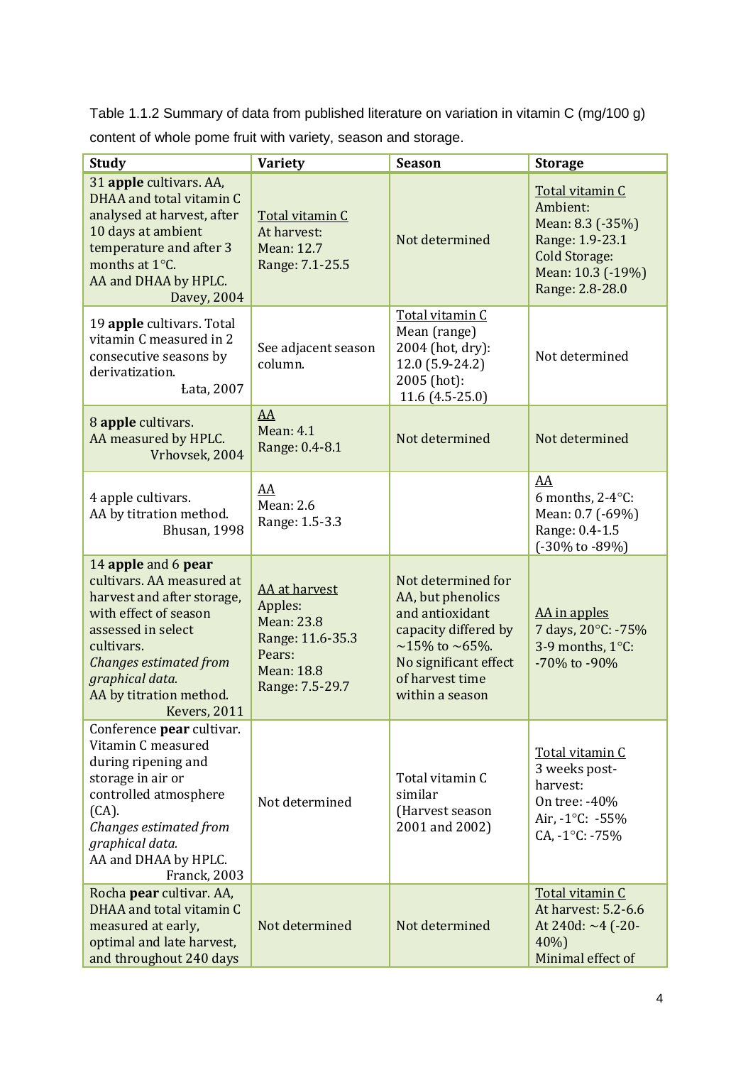Table 1.1.2 Summary of data from published literature on variation in vitamin C (mg/100 g) content of whole pome fruit with variety, season and storage.

| Study | Variety | Season | Storage |
|---|---|---|---|
| 31 **apple** cultivars. AA, DHAA and total vitamin C analysed at harvest, after 10 days at ambient temperature and after 3 months at 1°C. AA and DHAA by HPLC. Davey, 2004 | Total vitamin C At harvest: Mean: 12.7 Range: 7.1-25.5 | Not determined | Total vitamin C Ambient: Mean: 8.3 (-35%) Range: 1.9-23.1 Cold Storage: Mean: 10.3 (-19%) Range: 2.8-28.0 |
| 19 **apple** cultivars. Total vitamin C measured in 2 consecutive seasons by derivatization. Łata, 2007 | See adjacent season column. | Total vitamin C Mean (range) 2004 (hot, dry): 12.0 (5.9-24.2) 2005 (hot): 11.6 (4.5-25.0) | Not determined |
| 8 **apple** cultivars. AA measured by HPLC. Vrhovsek, 2004 | AA Mean: 4.1 Range: 0.4-8.1 | Not determined | Not determined |
| 4 apple cultivars. AA by titration method. Bhusan, 1998 | AA Mean: 2.6 Range: 1.5-3.3 | | AA 6 months, 2-4°C: Mean: 0.7 (-69%) Range: 0.4-1.5 (-30% to -89%) |
| 14 **apple** and 6 **pear** cultivars. AA measured at harvest and after storage, with effect of season assessed in select cultivars. *Changes estimated from graphical data.* AA by titration method. Kevers, 2011 | AA at harvest Apples: Mean: 23.8 Range: 11.6-35.3 Pears: Mean: 18.8 Range: 7.5-29.7 | Not determined for AA, but phenolics and antioxidant capacity differed by ~15% to ~65%. No significant effect of harvest time within a season | AA in apples 7 days, 20°C: -75% 3-9 months, 1°C: -70% to -90% |
| Conference **pear** cultivar. Vitamin C measured during ripening and storage in air or controlled atmosphere (CA). *Changes estimated from graphical data.* AA and DHAA by HPLC. Franck, 2003 | Not determined | Total vitamin C similar (Harvest season 2001 and 2002) | Total vitamin C 3 weeks post-harvest: On tree: -40% Air, -1°C: -55% CA, -1°C: -75% |
| Rocha **pear** cultivar. AA, DHAA and total vitamin C measured at early, optimal and late harvest, and throughout 240 days | Not determined | Not determined | Total vitamin C At harvest: 5.2-6.6 At 240d: ~4 (-20-40%) Minimal effect of |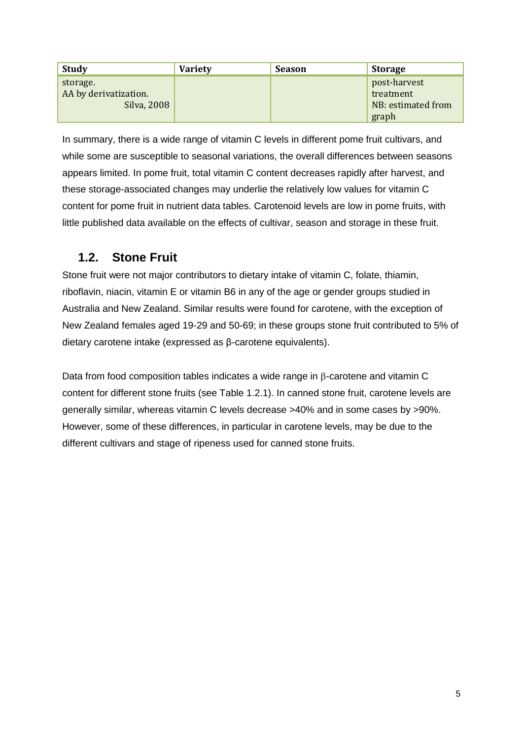| Study | Variety | Season | Storage |
| --- | --- | --- | --- |
| storage.<br>AA by derivatization.<br>Silva, 2008 | | | post-harvest treatment<br>NB: estimated from graph |

In summary, there is a wide range of vitamin C levels in different pome fruit cultivars, and while some are susceptible to seasonal variations, the overall differences between seasons appears limited. In pome fruit, total vitamin C content decreases rapidly after harvest, and these storage-associated changes may underlie the relatively low values for vitamin C content for pome fruit in nutrient data tables. Carotenoid levels are low in pome fruits, with little published data available on the effects of cultivar, season and storage in these fruit.

## 1.2. Stone Fruit

Stone fruit were not major contributors to dietary intake of vitamin C, folate, thiamin, riboflavin, niacin, vitamin E or vitamin B6 in any of the age or gender groups studied in Australia and New Zealand. Similar results were found for carotene, with the exception of New Zealand females aged 19-29 and 50-69; in these groups stone fruit contributed to 5% of dietary carotene intake (expressed as β-carotene equivalents).

Data from food composition tables indicates a wide range in β-carotene and vitamin C content for different stone fruits (see Table 1.2.1). In canned stone fruit, carotene levels are generally similar, whereas vitamin C levels decrease >40% and in some cases by >90%. However, some of these differences, in particular in carotene levels, may be due to the different cultivars and stage of ripeness used for canned stone fruits.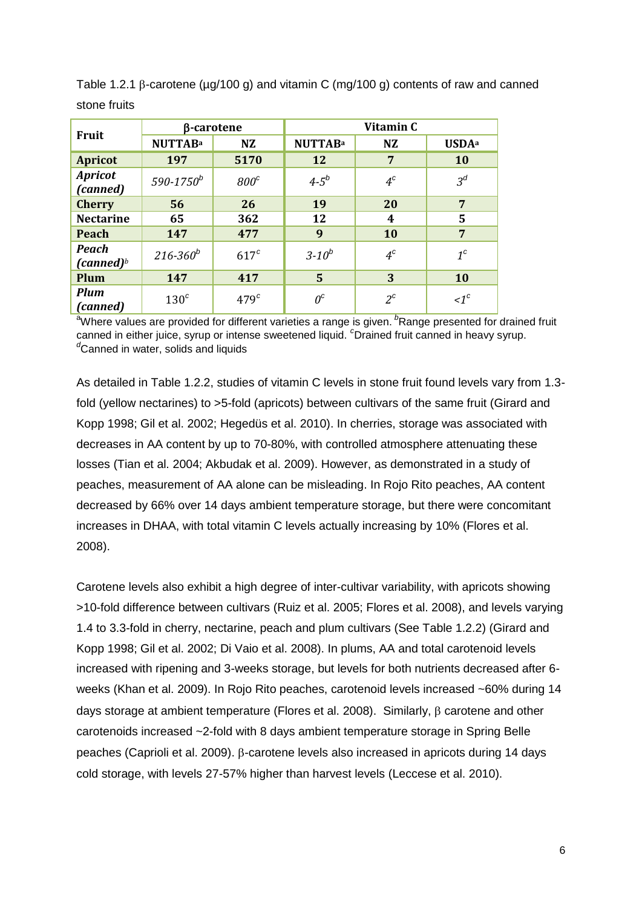Table 1.2.1 β-carotene (µg/100 g) and vitamin C (mg/100 g) contents of raw and canned stone fruits

| Fruit | β-carotene | | Vitamin C | | |
|---|---|---|---|---|---|
| | NUTTAB[a] | NZ | NUTTAB[a] | NZ | USDA[a] |
| **Apricot** | **197** | **5170** | **12** | **7** | **10** |
| *Apricot (canned)* | *590-1750*[b] | *800*[c] | *4-5*[b] | *4*[c] | *3*[d] |
| **Cherry** | **56** | **26** | **19** | **20** | **7** |
| **Nectarine** | **65** | **362** | **12** | **4** | **5** |
| **Peach** | **147** | **477** | **9** | **10** | **7** |
| *Peach (canned)*[b] | *216-360*[b] | 617[c] | *3-10*[b] | *4*[c] | *1*[c] |
| **Plum** | **147** | **417** | **5** | **3** | **10** |
| *Plum (canned)* | 130[c] | 479[c] | *0*[c] | *2*[c] | *<1*[c] |

[a]Where values are provided for different varieties a range is given. [b]Range presented for drained fruit canned in either juice, syrup or intense sweetened liquid. [c]Drained fruit canned in heavy syrup. [d]Canned in water, solids and liquids

As detailed in Table 1.2.2, studies of vitamin C levels in stone fruit found levels vary from 1.3-fold (yellow nectarines) to >5-fold (apricots) between cultivars of the same fruit (Girard and Kopp 1998; Gil et al. 2002; Hegedüs et al. 2010). In cherries, storage was associated with decreases in AA content by up to 70-80%, with controlled atmosphere attenuating these losses (Tian et al. 2004; Akbudak et al. 2009). However, as demonstrated in a study of peaches, measurement of AA alone can be misleading. In Rojo Rito peaches, AA content decreased by 66% over 14 days ambient temperature storage, but there were concomitant increases in DHAA, with total vitamin C levels actually increasing by 10% (Flores et al. 2008).

Carotene levels also exhibit a high degree of inter-cultivar variability, with apricots showing >10-fold difference between cultivars (Ruiz et al. 2005; Flores et al. 2008), and levels varying 1.4 to 3.3-fold in cherry, nectarine, peach and plum cultivars (See Table 1.2.2) (Girard and Kopp 1998; Gil et al. 2002; Di Vaio et al. 2008). In plums, AA and total carotenoid levels increased with ripening and 3-weeks storage, but levels for both nutrients decreased after 6-weeks (Khan et al. 2009). In Rojo Rito peaches, carotenoid levels increased ~60% during 14 days storage at ambient temperature (Flores et al. 2008). Similarly, β carotene and other carotenoids increased ~2-fold with 8 days ambient temperature storage in Spring Belle peaches (Caprioli et al. 2009). β-carotene levels also increased in apricots during 14 days cold storage, with levels 27-57% higher than harvest levels (Leccese et al. 2010).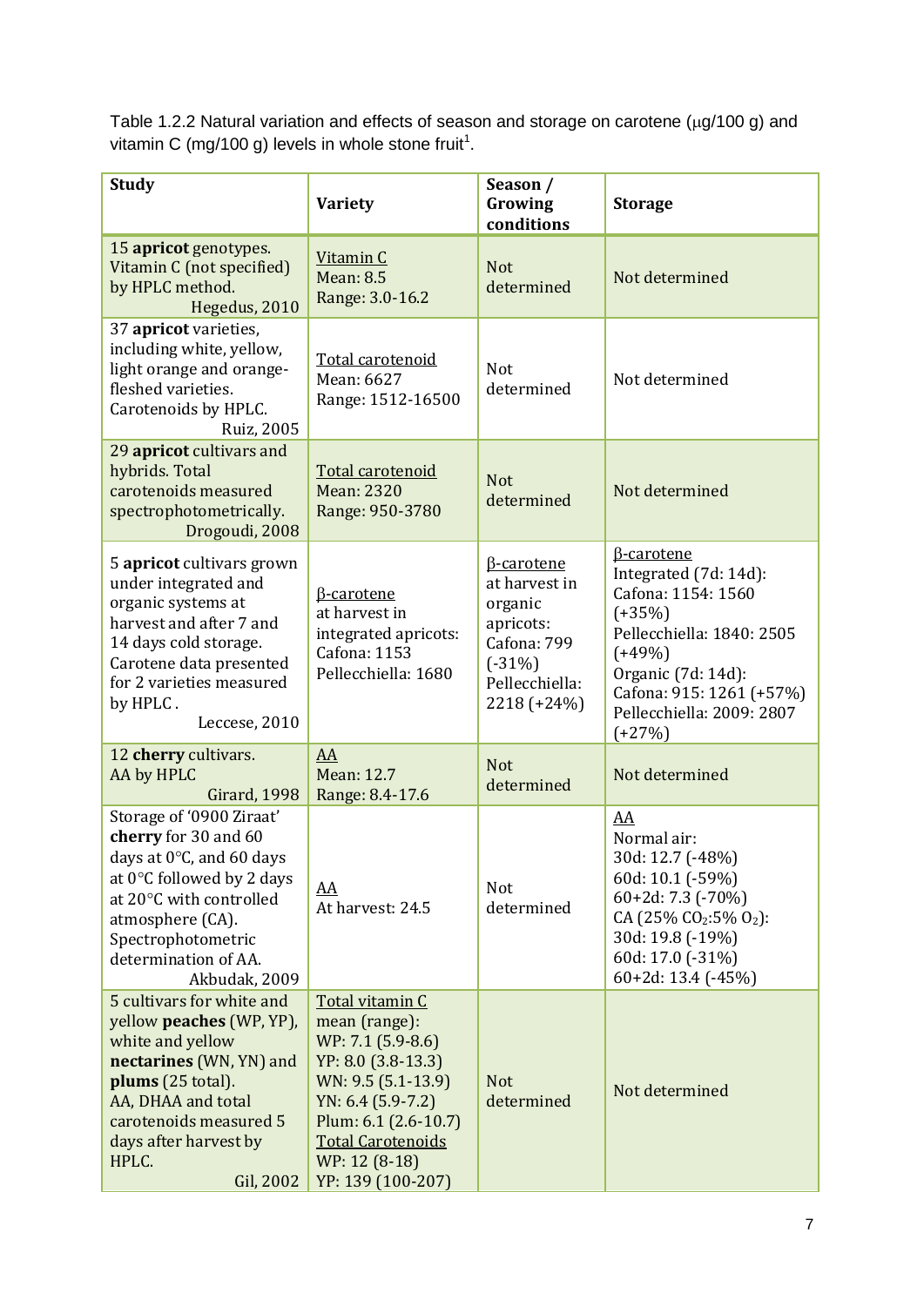Table 1.2.2 Natural variation and effects of season and storage on carotene (μg/100 g) and vitamin C (mg/100 g) levels in whole stone fruit[1].

| Study | Variety | Season / Growing conditions | Storage |
|---|---|---|---|
| 15 **apricot** genotypes. Vitamin C (not specified) by HPLC method. Hegedus, 2010 | Vitamin C<br>Mean: 8.5<br>Range: 3.0-16.2 | Not determined | Not determined |
| 37 **apricot** varieties, including white, yellow, light orange and orange-fleshed varieties. Carotenoids by HPLC. Ruiz, 2005 | Total carotenoid<br>Mean: 6627<br>Range: 1512-16500 | Not determined | Not determined |
| 29 **apricot** cultivars and hybrids. Total carotenoids measured spectrophotometrically. Drogoudi, 2008 | Total carotenoid<br>Mean: 2320<br>Range: 950-3780 | Not determined | Not determined |
| 5 **apricot** cultivars grown under integrated and organic systems at harvest and after 7 and 14 days cold storage. Carotene data presented for 2 varieties measured by HPLC. Leccese, 2010 | β-carotene<br>at harvest in integrated apricots:<br>Cafona: 1153<br>Pellecchiella: 1680 | β-carotene<br>at harvest in organic apricots:<br>Cafona: 799 (-31%)<br>Pellecchiella: 2218 (+24%) | β-carotene<br>Integrated (7d: 14d):<br>Cafona: 1154: 1560 (+35%)<br>Pellecchiella: 1840: 2505 (+49%)<br>Organic (7d: 14d):<br>Cafona: 915: 1261 (+57%)<br>Pellecchiella: 2009: 2807 (+27%) |
| 12 **cherry** cultivars. AA by HPLC Girard, 1998 | AA<br>Mean: 12.7<br>Range: 8.4-17.6 | Not determined | Not determined |
| Storage of '0900 Ziraat' **cherry** for 30 and 60 days at 0°C, and 60 days at 0°C followed by 2 days at 20°C with controlled atmosphere (CA). Spectrophotometric determination of AA. Akbudak, 2009 | AA<br>At harvest: 24.5 | Not determined | AA<br>Normal air:<br>30d: 12.7 (-48%)<br>60d: 10.1 (-59%)<br>60+2d: 7.3 (-70%)<br>CA (25% $CO_2$:5% $O_2$):<br>30d: 19.8 (-19%)<br>60d: 17.0 (-31%)<br>60+2d: 13.4 (-45%) |
| 5 cultivars for white and yellow **peaches** (WP, YP), white and yellow **nectarines** (WN, YN) and **plums** (25 total). AA, DHAA and total carotenoids measured 5 days after harvest by HPLC. Gil, 2002 | Total vitamin C<br>mean (range):<br>WP: 7.1 (5.9-8.6)<br>YP: 8.0 (3.8-13.3)<br>WN: 9.5 (5.1-13.9)<br>YN: 6.4 (5.9-7.2)<br>Plum: 6.1 (2.6-10.7)<br>Total Carotenoids<br>WP: 12 (8-18)<br>YP: 139 (100-207) | Not determined | Not determined |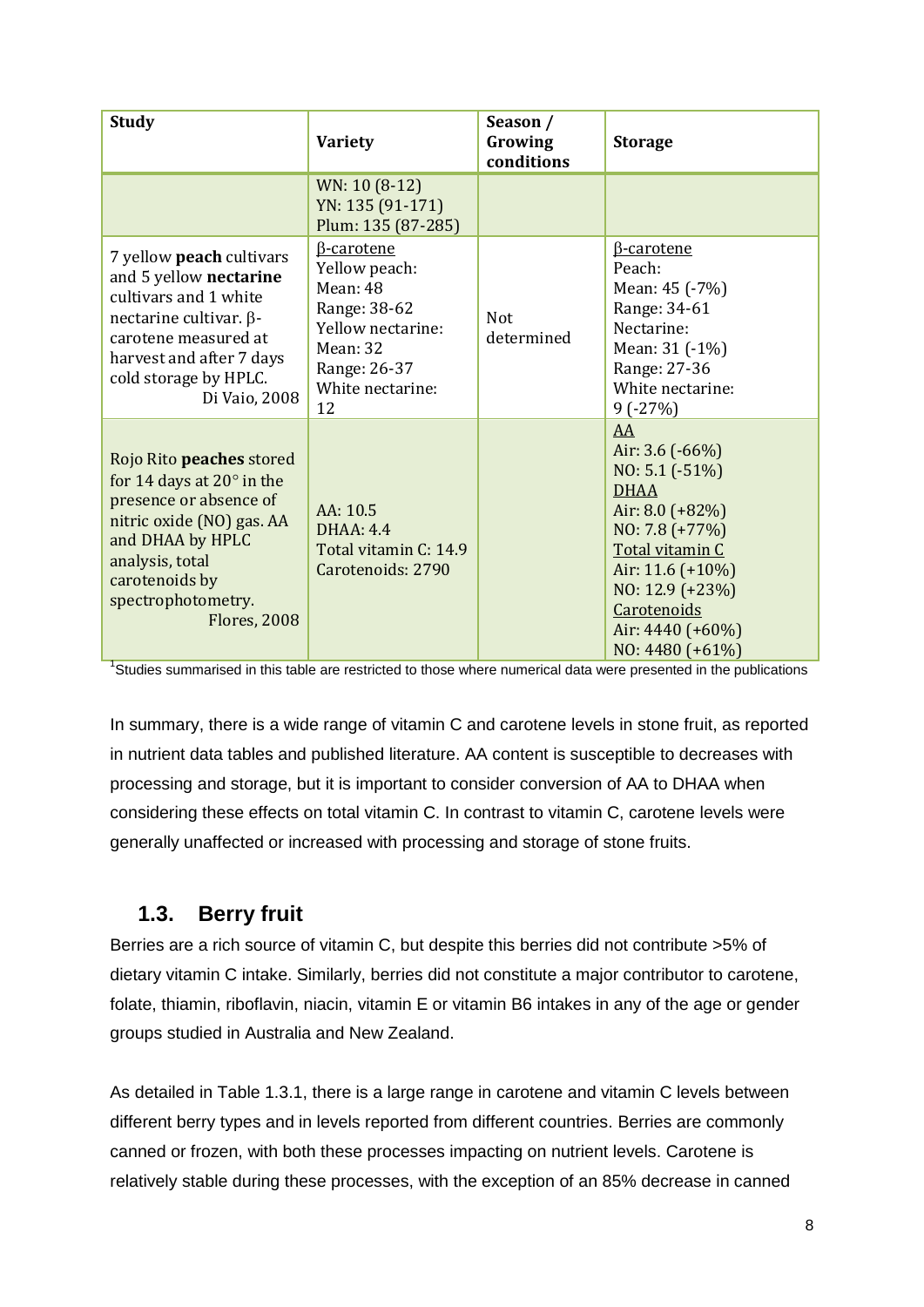| Study | Variety | Season / Growing conditions | Storage |
| --- | --- | --- | --- |
| | WN: 10 (8-12)<br>YN: 135 (91-171)<br>Plum: 135 (87-285) | | |
| 7 yellow **peach** cultivars and 5 yellow **nectarine** cultivars and 1 white nectarine cultivar. β-carotene measured at harvest and after 7 days cold storage by HPLC.<br>Di Vaio, 2008 | β-carotene<br>Yellow peach:<br>Mean: 48<br>Range: 38-62<br>Yellow nectarine:<br>Mean: 32<br>Range: 26-37<br>White nectarine:<br>12 | Not determined | β-carotene<br>Peach:<br>Mean: 45 (-7%)<br>Range: 34-61<br>Nectarine:<br>Mean: 31 (-1%)<br>Range: 27-36<br>White nectarine:<br>9 (-27%) |
| Rojo Rito **peaches** stored for 14 days at 20° in the presence or absence of nitric oxide (NO) gas. AA and DHAA by HPLC analysis, total carotenoids by spectrophotometry.<br>Flores, 2008 | AA: 10.5<br>DHAA: 4.4<br>Total vitamin C: 14.9<br>Carotenoids: 2790 | | AA<br>Air: 3.6 (-66%)<br>NO: 5.1 (-51%)<br>DHAA<br>Air: 8.0 (+82%)<br>NO: 7.8 (+77%)<br>Total vitamin C<br>Air: 11.6 (+10%)<br>NO: 12.9 (+23%)<br>Carotenoids<br>Air: 4440 (+60%)<br>NO: 4480 (+61%) |

[1]Studies summarised in this table are restricted to those where numerical data were presented in the publications

In summary, there is a wide range of vitamin C and carotene levels in stone fruit, as reported in nutrient data tables and published literature. AA content is susceptible to decreases with processing and storage, but it is important to consider conversion of AA to DHAA when considering these effects on total vitamin C. In contrast to vitamin C, carotene levels were generally unaffected or increased with processing and storage of stone fruits.

## 1.3. Berry fruit

Berries are a rich source of vitamin C, but despite this berries did not contribute >5% of dietary vitamin C intake. Similarly, berries did not constitute a major contributor to carotene, folate, thiamin, riboflavin, niacin, vitamin E or vitamin B6 intakes in any of the age or gender groups studied in Australia and New Zealand.

As detailed in Table 1.3.1, there is a large range in carotene and vitamin C levels between different berry types and in levels reported from different countries. Berries are commonly canned or frozen, with both these processes impacting on nutrient levels. Carotene is relatively stable during these processes, with the exception of an 85% decrease in canned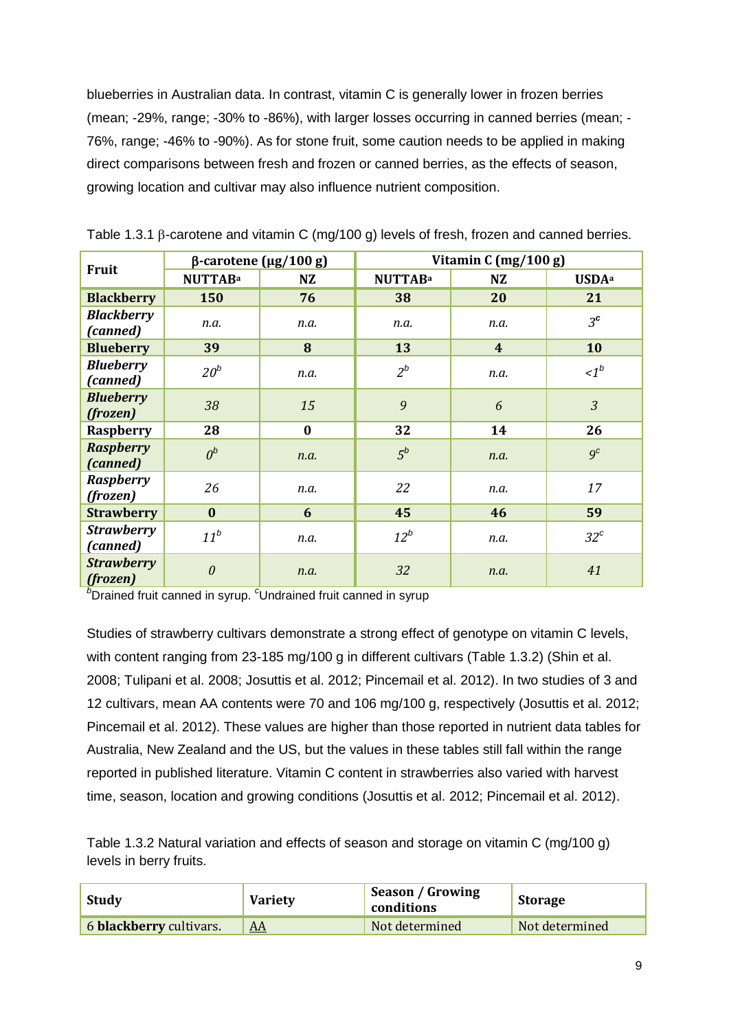blueberries in Australian data. In contrast, vitamin C is generally lower in frozen berries (mean; -29%, range; -30% to -86%), with larger losses occurring in canned berries (mean; -76%, range; -46% to -90%). As for stone fruit, some caution needs to be applied in making direct comparisons between fresh and frozen or canned berries, as the effects of season, growing location and cultivar may also influence nutrient composition.

Table 1.3.1 β-carotene and vitamin C (mg/100 g) levels of fresh, frozen and canned berries.

| Fruit | β-carotene (μg/100 g) | | Vitamin C (mg/100 g) | | |
|---|---|---|---|---|---|
| | **NUTTAB**[a] | **NZ** | **NUTTAB**[a] | **NZ** | **USDA**[a] |
| **Blackberry** | **150** | **76** | **38** | **20** | **21** |
| ***Blackberry (canned)*** | *n.a.* | *n.a.* | *n.a.* | *n.a.* | *3*[c] |
| **Blueberry** | **39** | **8** | **13** | **4** | **10** |
| ***Blueberry (canned)*** | *20*[b] | *n.a.* | *2*[b] | *n.a.* | *<1*[b] |
| ***Blueberry (frozen)*** | *38* | *15* | *9* | *6* | *3* |
| **Raspberry** | **28** | **0** | **32** | **14** | **26** |
| ***Raspberry (canned)*** | *0*[b] | *n.a.* | *5*[b] | *n.a.* | *9*[c] |
| ***Raspberry (frozen)*** | *26* | *n.a.* | *22* | *n.a.* | *17* |
| **Strawberry** | **0** | **6** | **45** | **46** | **59** |
| ***Strawberry (canned)*** | *11*[b] | *n.a.* | *12*[b] | *n.a.* | *32*[c] |
| ***Strawberry (frozen)*** | *0* | *n.a.* | *32* | *n.a.* | *41* |

[b]Drained fruit canned in syrup. [c]Undrained fruit canned in syrup

Studies of strawberry cultivars demonstrate a strong effect of genotype on vitamin C levels, with content ranging from 23-185 mg/100 g in different cultivars (Table 1.3.2) (Shin et al. 2008; Tulipani et al. 2008; Josuttis et al. 2012; Pincemail et al. 2012). In two studies of 3 and 12 cultivars, mean AA contents were 70 and 106 mg/100 g, respectively (Josuttis et al. 2012; Pincemail et al. 2012). These values are higher than those reported in nutrient data tables for Australia, New Zealand and the US, but the values in these tables still fall within the range reported in published literature. Vitamin C content in strawberries also varied with harvest time, season, location and growing conditions (Josuttis et al. 2012; Pincemail et al. 2012).

Table 1.3.2 Natural variation and effects of season and storage on vitamin C (mg/100 g) levels in berry fruits.

| Study | Variety | Season / Growing conditions | Storage |
|---|---|---|---|
| 6 **blackberry** cultivars. | AA | Not determined | Not determined |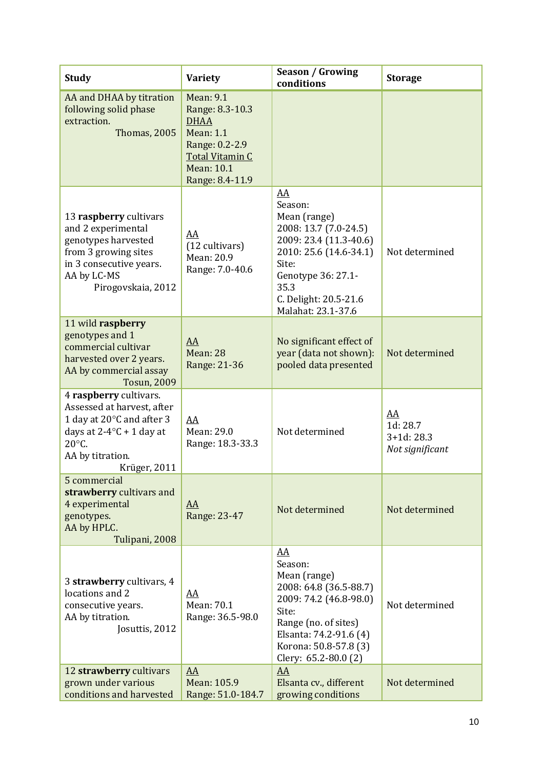| Study | Variety | Season / Growing conditions | Storage |
|---|---|---|---|
| AA and DHAA by titration following solid phase extraction. Thomas, 2005 | Mean: 9.1<br>Range: 8.3-10.3<br>DHAA<br>Mean: 1.1<br>Range: 0.2-2.9<br>Total Vitamin C<br>Mean: 10.1<br>Range: 8.4-11.9 | | |
| 13 **raspberry** cultivars and 2 experimental genotypes harvested from 3 growing sites in 3 consecutive years. AA by LC-MS Pirogovskaia, 2012 | AA<br>(12 cultivars)<br>Mean: 20.9<br>Range: 7.0-40.6 | AA<br>Season:<br>Mean (range)<br>2008: 13.7 (7.0-24.5)<br>2009: 23.4 (11.3-40.6)<br>2010: 25.6 (14.6-34.1)<br>Site:<br>Genotype 36: 27.1-35.3<br>C. Delight: 20.5-21.6<br>Malahat: 23.1-37.6 | Not determined |
| 11 wild **raspberry** genotypes and 1 commercial cultivar harvested over 2 years. AA by commercial assay Tosun, 2009 | AA<br>Mean: 28<br>Range: 21-36 | No significant effect of year (data not shown): pooled data presented | Not determined |
| 4 **raspberry** cultivars. Assessed at harvest, after 1 day at 20°C and after 3 days at 2-4°C + 1 day at 20°C. AA by titration. Krüger, 2011 | AA<br>Mean: 29.0<br>Range: 18.3-33.3 | Not determined | AA<br>1d: 28.7<br>3+1d: 28.3<br>*Not significant* |
| 5 commercial **strawberry** cultivars and 4 experimental genotypes. AA by HPLC. Tulipani, 2008 | AA<br>Range: 23-47 | Not determined | Not determined |
| 3 **strawberry** cultivars, 4 locations and 2 consecutive years. AA by titration. Josuttis, 2012 | AA<br>Mean: 70.1<br>Range: 36.5-98.0 | AA<br>Season:<br>Mean (range)<br>2008: 64.8 (36.5-88.7)<br>2009: 74.2 (46.8-98.0)<br>Site:<br>Range (no. of sites)<br>Elsanta: 74.2-91.6 (4)<br>Korona: 50.8-57.8 (3)<br>Clery: 65.2-80.0 (2) | Not determined |
| 12 **strawberry** cultivars grown under various conditions and harvested | AA<br>Mean: 105.9<br>Range: 51.0-184.7 | AA<br>Elsanta cv., different growing conditions | Not determined |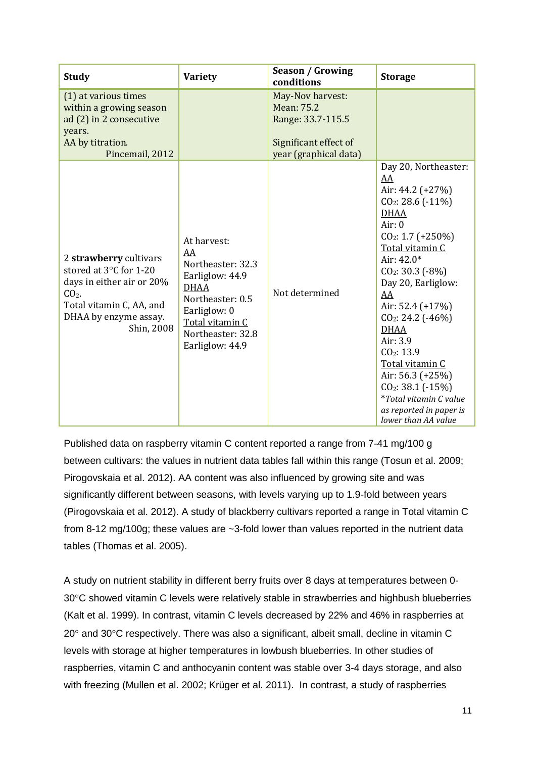| Study | Variety | Season / Growing conditions | Storage |
|---|---|---|---|
| (1) at various times within a growing season ad (2) in 2 consecutive years.<br>AA by titration.<br>Pincemail, 2012 | | May-Nov harvest:<br>Mean: 75.2<br>Range: 33.7-115.5<br><br>Significant effect of year (graphical data) | |
| 2 **strawberry** cultivars stored at 3°C for 1-20 days in either air or 20% $CO_2$.<br>Total vitamin C, AA, and DHAA by enzyme assay.<br>Shin, 2008 | At harvest:<br>AA<br>Northeaster: 32.3<br>Earliglow: 44.9<br>DHAA<br>Northeaster: 0.5<br>Earliglow: 0<br>Total vitamin C<br>Northeaster: 32.8<br>Earliglow: 44.9 | Not determined | Day 20, Northeaster:<br>AA<br>Air: 44.2 (+27%)<br>$CO_2$: 28.6 (-11%)<br>DHAA<br>Air: 0<br>$CO_2$: 1.7 (+250%)<br>Total vitamin C<br>Air: 42.0*<br>$CO_2$: 30.3 (-8%)<br>Day 20, Earliglow:<br>AA<br>Air: 52.4 (+17%)<br>$CO_2$: 24.2 (-46%)<br>DHAA<br>Air: 3.9<br>$CO_2$: 13.9<br>Total vitamin C<br>Air: 56.3 (+25%)<br>$CO_2$: 38.1 (-15%)<br>**Total vitamin C value as reported in paper is lower than AA value* |

Published data on raspberry vitamin C content reported a range from 7-41 mg/100 g between cultivars: the values in nutrient data tables fall within this range (Tosun et al. 2009; Pirogovskaia et al. 2012). AA content was also influenced by growing site and was significantly different between seasons, with levels varying up to 1.9-fold between years (Pirogovskaia et al. 2012). A study of blackberry cultivars reported a range in Total vitamin C from 8-12 mg/100g; these values are ~3-fold lower than values reported in the nutrient data tables (Thomas et al. 2005).

A study on nutrient stability in different berry fruits over 8 days at temperatures between 0-30°C showed vitamin C levels were relatively stable in strawberries and highbush blueberries (Kalt et al. 1999). In contrast, vitamin C levels decreased by 22% and 46% in raspberries at 20° and 30°C respectively. There was also a significant, albeit small, decline in vitamin C levels with storage at higher temperatures in lowbush blueberries. In other studies of raspberries, vitamin C and anthocyanin content was stable over 3-4 days storage, and also with freezing (Mullen et al. 2002; Krüger et al. 2011). In contrast, a study of raspberries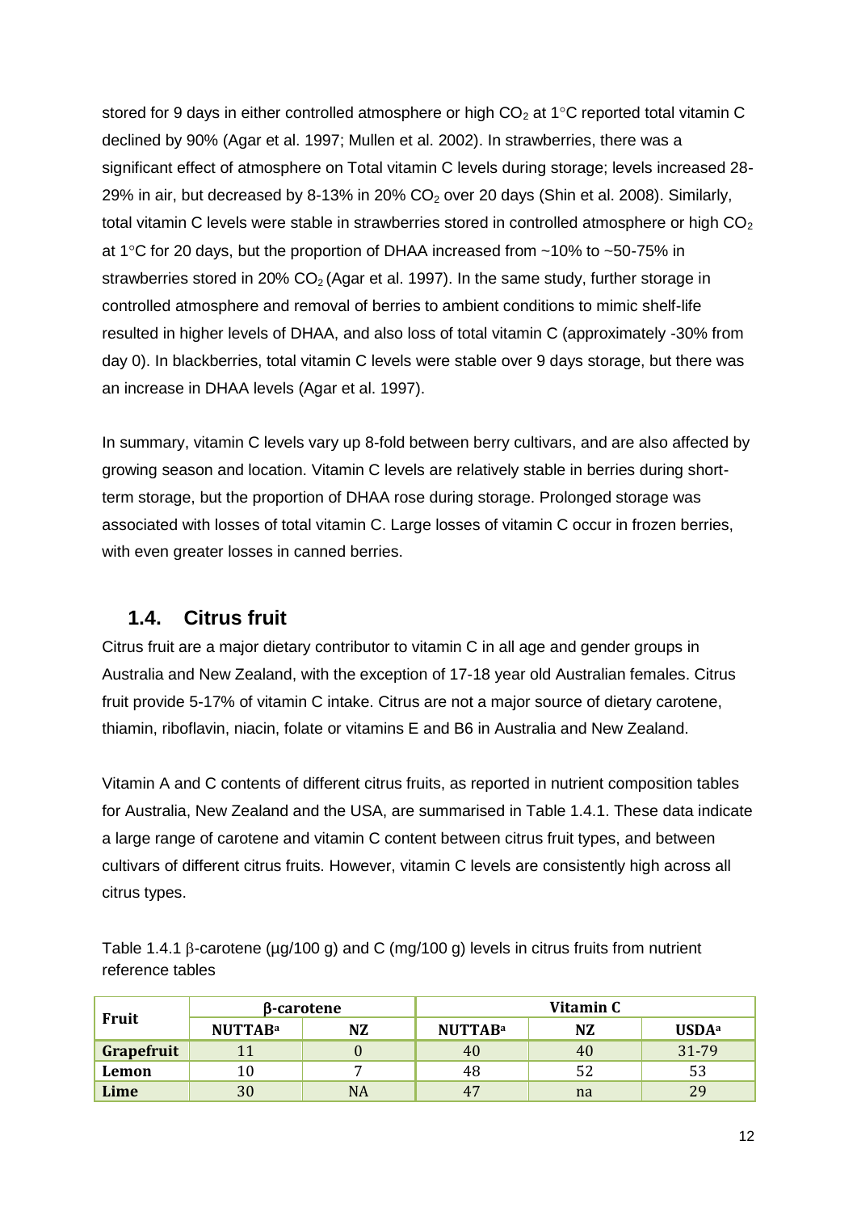stored for 9 days in either controlled atmosphere or high $CO_2$ at 1°C reported total vitamin C declined by 90% (Agar et al. 1997; Mullen et al. 2002). In strawberries, there was a significant effect of atmosphere on Total vitamin C levels during storage; levels increased 28-29% in air, but decreased by 8-13% in 20% $CO_2$ over 20 days (Shin et al. 2008). Similarly, total vitamin C levels were stable in strawberries stored in controlled atmosphere or high $CO_2$ at 1°C for 20 days, but the proportion of DHAA increased from ~10% to ~50-75% in strawberries stored in 20% $CO_2$ (Agar et al. 1997). In the same study, further storage in controlled atmosphere and removal of berries to ambient conditions to mimic shelf-life resulted in higher levels of DHAA, and also loss of total vitamin C (approximately -30% from day 0). In blackberries, total vitamin C levels were stable over 9 days storage, but there was an increase in DHAA levels (Agar et al. 1997).

In summary, vitamin C levels vary up 8-fold between berry cultivars, and are also affected by growing season and location. Vitamin C levels are relatively stable in berries during short-term storage, but the proportion of DHAA rose during storage. Prolonged storage was associated with losses of total vitamin C. Large losses of vitamin C occur in frozen berries, with even greater losses in canned berries.

## 1.4. Citrus fruit

Citrus fruit are a major dietary contributor to vitamin C in all age and gender groups in Australia and New Zealand, with the exception of 17-18 year old Australian females. Citrus fruit provide 5-17% of vitamin C intake. Citrus are not a major source of dietary carotene, thiamin, riboflavin, niacin, folate or vitamins E and B6 in Australia and New Zealand.

Vitamin A and C contents of different citrus fruits, as reported in nutrient composition tables for Australia, New Zealand and the USA, are summarised in Table 1.4.1. These data indicate a large range of carotene and vitamin C content between citrus fruit types, and between cultivars of different citrus fruits. However, vitamin C levels are consistently high across all citrus types.

Table 1.4.1 β-carotene (µg/100 g) and C (mg/100 g) levels in citrus fruits from nutrient reference tables

| Fruit | β-carotene | | Vitamin C | | |
|---|---|---|---|---|---|
| | NUTTAB[a] | NZ | NUTTAB[a] | NZ | USDA[a] |
| Grapefruit | 11 | 0 | 40 | 40 | 31-79 |
| Lemon | 10 | 7 | 48 | 52 | 53 |
| Lime | 30 | NA | 47 | na | 29 |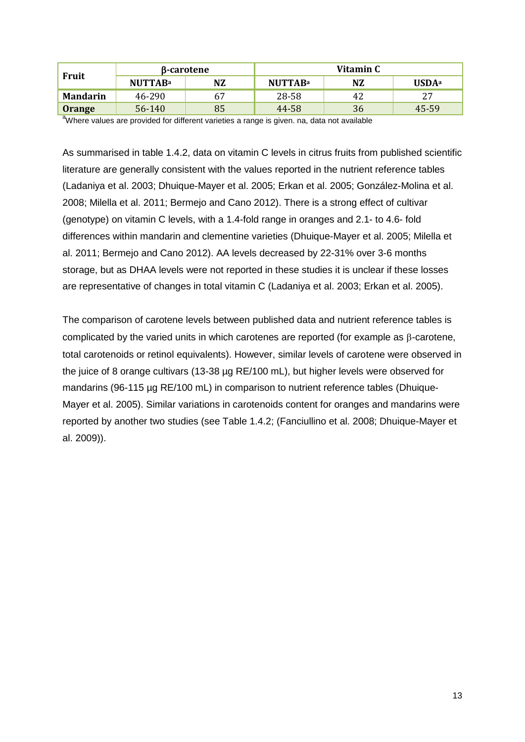| Fruit | β-carotene | | Vitamin C | | |
|---|---|---|---|---|---|
| | NUTTAB[a] | NZ | NUTTAB[a] | NZ | USDA[a] |
| **Mandarin** | 46-290 | 67 | 28-58 | 42 | 27 |
| **Orange** | 56-140 | 85 | 44-58 | 36 | 45-59 |

[a]Where values are provided for different varieties a range is given. na, data not available

As summarised in table 1.4.2, data on vitamin C levels in citrus fruits from published scientific literature are generally consistent with the values reported in the nutrient reference tables (Ladaniya et al. 2003; Dhuique-Mayer et al. 2005; Erkan et al. 2005; González-Molina et al. 2008; Milella et al. 2011; Bermejo and Cano 2012). There is a strong effect of cultivar (genotype) on vitamin C levels, with a 1.4-fold range in oranges and 2.1- to 4.6- fold differences within mandarin and clementine varieties (Dhuique-Mayer et al. 2005; Milella et al. 2011; Bermejo and Cano 2012). AA levels decreased by 22-31% over 3-6 months storage, but as DHAA levels were not reported in these studies it is unclear if these losses are representative of changes in total vitamin C (Ladaniya et al. 2003; Erkan et al. 2005).

The comparison of carotene levels between published data and nutrient reference tables is complicated by the varied units in which carotenes are reported (for example as β-carotene, total carotenoids or retinol equivalents). However, similar levels of carotene were observed in the juice of 8 orange cultivars (13-38 µg RE/100 mL), but higher levels were observed for mandarins (96-115 µg RE/100 mL) in comparison to nutrient reference tables (Dhuique-Mayer et al. 2005). Similar variations in carotenoids content for oranges and mandarins were reported by another two studies (see Table 1.4.2; (Fanciullino et al. 2008; Dhuique-Mayer et al. 2009)).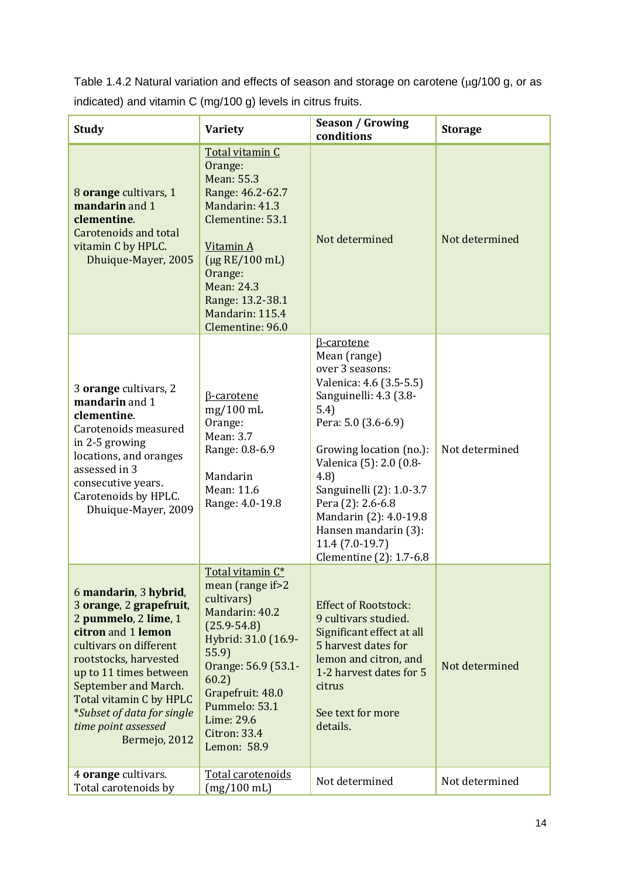Table 1.4.2 Natural variation and effects of season and storage on carotene (μg/100 g, or as indicated) and vitamin C (mg/100 g) levels in citrus fruits.

| **Study** | **Variety** | **Season / Growing conditions** | **Storage** |
|---|---|---|---|
| 8 **orange** cultivars, 1 **mandarin** and 1 **clementine**. Carotenoids and total vitamin C by HPLC. Dhuique-Mayer, 2005 | Total vitamin C<br>Orange:<br>Mean: 55.3<br>Range: 46.2-62.7<br>Mandarin: 41.3<br>Clementine: 53.1<br><br>Vitamin A<br>(μg RE/100 mL)<br>Orange:<br>Mean: 24.3<br>Range: 13.2-38.1<br>Mandarin: 115.4<br>Clementine: 96.0 | Not determined | Not determined |
| 3 **orange** cultivars, 2 **mandarin** and 1 **clementine**. Carotenoids measured in 2-5 growing locations, and oranges assessed in 3 consecutive years. Carotenoids by HPLC. Dhuique-Mayer, 2009 | β-carotene<br>mg/100 mL<br>Orange:<br>Mean: 3.7<br>Range: 0.8-6.9<br><br>Mandarin<br>Mean: 11.6<br>Range: 4.0-19.8 | β-carotene<br>Mean (range) over 3 seasons:<br>Valenica: 4.6 (3.5-5.5)<br>Sanguinelli: 4.3 (3.8-5.4)<br>Pera: 5.0 (3.6-6.9)<br><br>Growing location (no.):<br>Valenica (5): 2.0 (0.8-4.8)<br>Sanguinelli (2): 1.0-3.7<br>Pera (2): 2.6-6.8<br>Mandarin (2): 4.0-19.8<br>Hansen mandarin (3): 11.4 (7.0-19.7)<br>Clementine (2): 1.7-6.8 | Not determined |
| 6 **mandarin**, 3 **hybrid**, 3 **orange**, 2 **grapefruit**, 2 **pummelo**, 2 **lime**, 1 **citron** and 1 **lemon** cultivars on different rootstocks, harvested up to 11 times between September and March. Total vitamin C by HPLC<br>**Subset of data for single time point assessed*<br>Bermejo, 2012 | Total vitamin C*<br>mean (range if>2 cultivars)<br>Mandarin: 40.2 (25.9-54.8)<br>Hybrid: 31.0 (16.9-55.9)<br>Orange: 56.9 (53.1-60.2)<br>Grapefruit: 48.0<br>Pummelo: 53.1<br>Lime: 29.6<br>Citron: 33.4<br>Lemon: 58.9 | Effect of Rootstock:<br>9 cultivars studied. Significant effect at all 5 harvest dates for lemon and citron, and 1-2 harvest dates for 5 citrus<br><br>See text for more details. | Not determined |
| 4 **orange** cultivars. Total carotenoids by | Total carotenoids<br>(mg/100 mL) | Not determined | Not determined |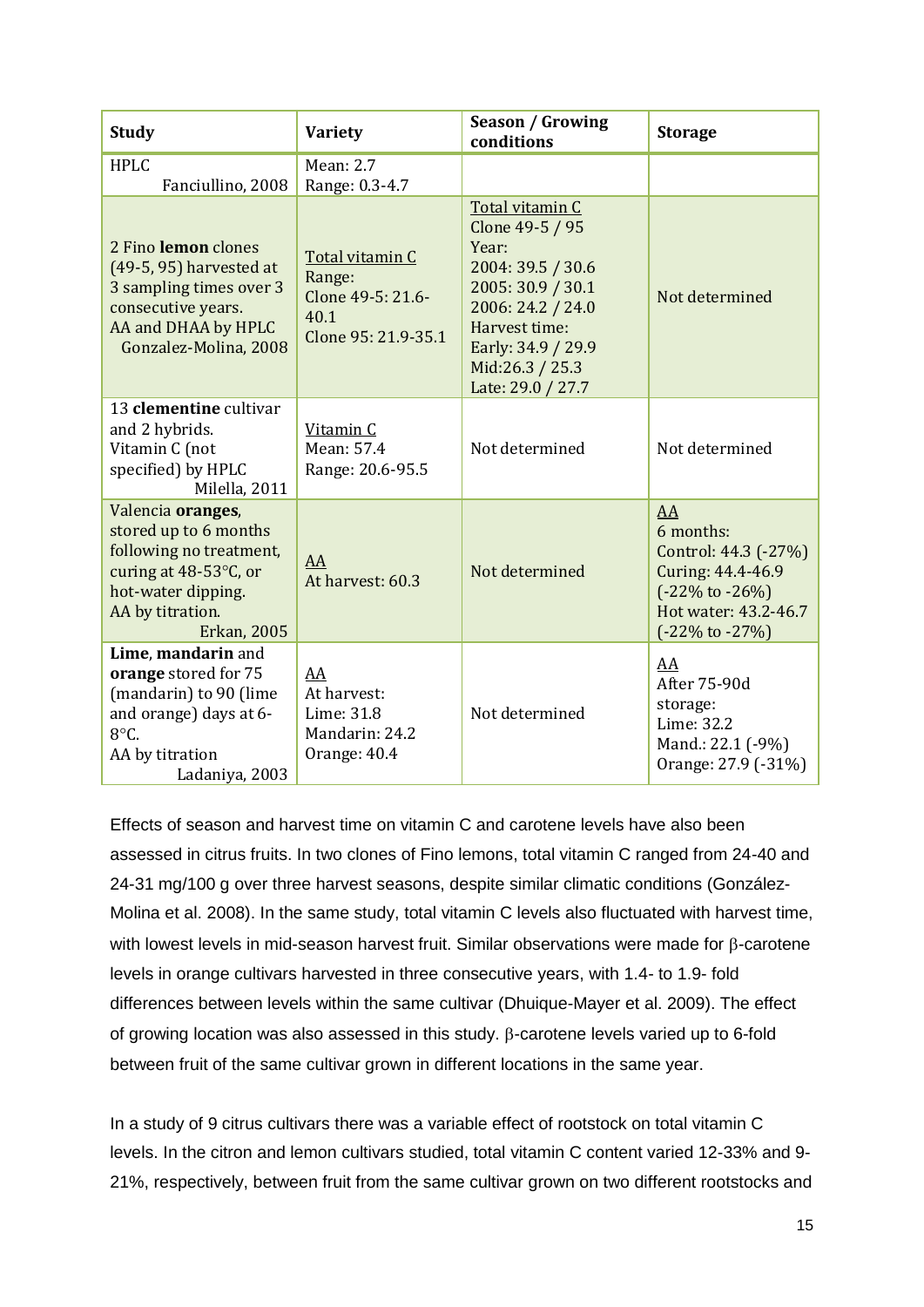| Study | Variety | Season / Growing conditions | Storage |
|---|---|---|---|
| HPLC Fanciullino, 2008 | Mean: 2.7 Range: 0.3-4.7 | | |
| 2 Fino **lemon** clones (49-5, 95) harvested at 3 sampling times over 3 consecutive years. AA and DHAA by HPLC Gonzalez-Molina, 2008 | Total vitamin C Range: Clone 49-5: 21.6-40.1 Clone 95: 21.9-35.1 | Total vitamin C Clone 49-5 / 95 Year: 2004: 39.5 / 30.6 2005: 30.9 / 30.1 2006: 24.2 / 24.0 Harvest time: Early: 34.9 / 29.9 Mid:26.3 / 25.3 Late: 29.0 / 27.7 | Not determined |
| 13 **clementine** cultivar and 2 hybrids. Vitamin C (not specified) by HPLC Milella, 2011 | Vitamin C Mean: 57.4 Range: 20.6-95.5 | Not determined | Not determined |
| Valencia **oranges**, stored up to 6 months following no treatment, curing at 48-53°C, or hot-water dipping. AA by titration. Erkan, 2005 | AA At harvest: 60.3 | Not determined | AA 6 months: Control: 44.3 (-27%) Curing: 44.4-46.9 (-22% to -26%) Hot water: 43.2-46.7 (-22% to -27%) |
| **Lime**, **mandarin** and **orange** stored for 75 (mandarin) to 90 (lime and orange) days at 6-8°C. AA by titration Ladaniya, 2003 | AA At harvest: Lime: 31.8 Mandarin: 24.2 Orange: 40.4 | Not determined | AA After 75-90d storage: Lime: 32.2 Mand.: 22.1 (-9%) Orange: 27.9 (-31%) |

Effects of season and harvest time on vitamin C and carotene levels have also been assessed in citrus fruits. In two clones of Fino lemons, total vitamin C ranged from 24-40 and 24-31 mg/100 g over three harvest seasons, despite similar climatic conditions (González-Molina et al. 2008). In the same study, total vitamin C levels also fluctuated with harvest time, with lowest levels in mid-season harvest fruit. Similar observations were made for β-carotene levels in orange cultivars harvested in three consecutive years, with 1.4- to 1.9- fold differences between levels within the same cultivar (Dhuique-Mayer et al. 2009). The effect of growing location was also assessed in this study. β-carotene levels varied up to 6-fold between fruit of the same cultivar grown in different locations in the same year.

In a study of 9 citrus cultivars there was a variable effect of rootstock on total vitamin C levels. In the citron and lemon cultivars studied, total vitamin C content varied 12-33% and 9-21%, respectively, between fruit from the same cultivar grown on two different rootstocks and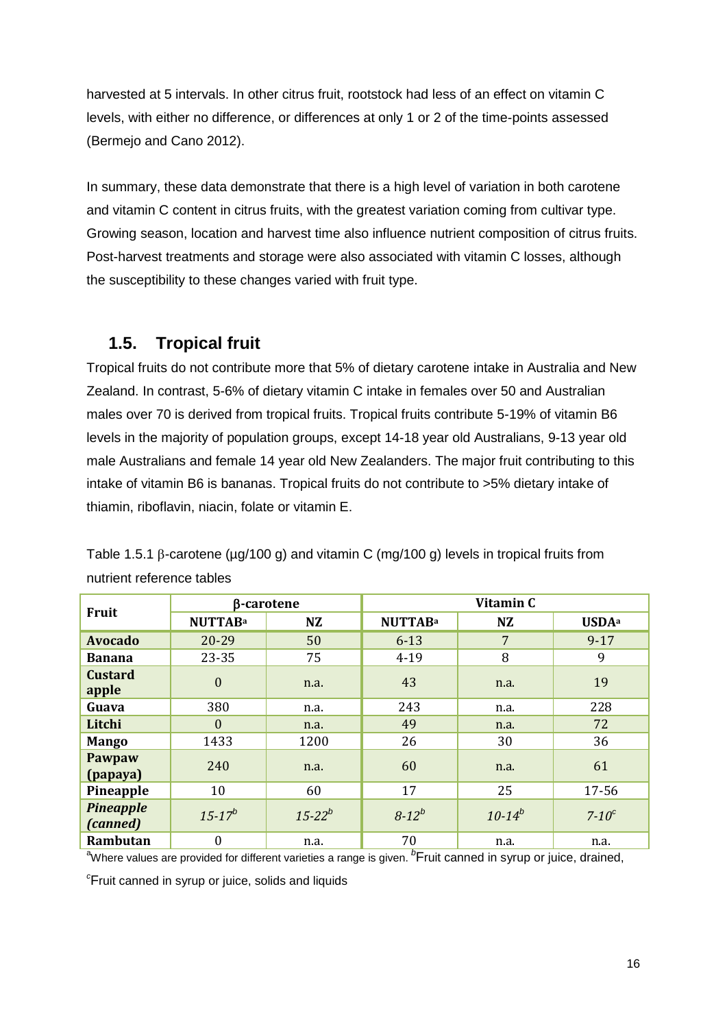harvested at 5 intervals. In other citrus fruit, rootstock had less of an effect on vitamin C levels, with either no difference, or differences at only 1 or 2 of the time-points assessed (Bermejo and Cano 2012).

In summary, these data demonstrate that there is a high level of variation in both carotene and vitamin C content in citrus fruits, with the greatest variation coming from cultivar type. Growing season, location and harvest time also influence nutrient composition of citrus fruits. Post-harvest treatments and storage were also associated with vitamin C losses, although the susceptibility to these changes varied with fruit type.

## 1.5. Tropical fruit

Tropical fruits do not contribute more that 5% of dietary carotene intake in Australia and New Zealand. In contrast, 5-6% of dietary vitamin C intake in females over 50 and Australian males over 70 is derived from tropical fruits. Tropical fruits contribute 5-19% of vitamin B6 levels in the majority of population groups, except 14-18 year old Australians, 9-13 year old male Australians and female 14 year old New Zealanders. The major fruit contributing to this intake of vitamin B6 is bananas. Tropical fruits do not contribute to >5% dietary intake of thiamin, riboflavin, niacin, folate or vitamin E.

Table 1.5.1 β-carotene (µg/100 g) and vitamin C (mg/100 g) levels in tropical fruits from nutrient reference tables

| Fruit | β-carotene | | Vitamin C | | |
|---|---|---|---|---|---|
| | NUTTAB[a] | NZ | NUTTAB[a] | NZ | USDA[a] |
| **Avocado** | 20-29 | 50 | 6-13 | 7 | 9-17 |
| **Banana** | 23-35 | 75 | 4-19 | 8 | 9 |
| **Custard apple** | 0 | n.a. | 43 | n.a. | 19 |
| **Guava** | 380 | n.a. | 243 | n.a. | 228 |
| **Litchi** | 0 | n.a. | 49 | n.a. | 72 |
| **Mango** | 1433 | 1200 | 26 | 30 | 36 |
| **Pawpaw (papaya)** | 240 | n.a. | 60 | n.a. | 61 |
| **Pineapple** | 10 | 60 | 17 | 25 | 17-56 |
| ***Pineapple (canned)*** | *15-17*[b] | *15-22*[b] | *8-12*[b] | *10-14*[b] | *7-10*[c] |
| **Rambutan** | 0 | n.a. | 70 | n.a. | n.a. |

[a]Where values are provided for different varieties a range is given. [b]Fruit canned in syrup or juice, drained,

[c]Fruit canned in syrup or juice, solids and liquids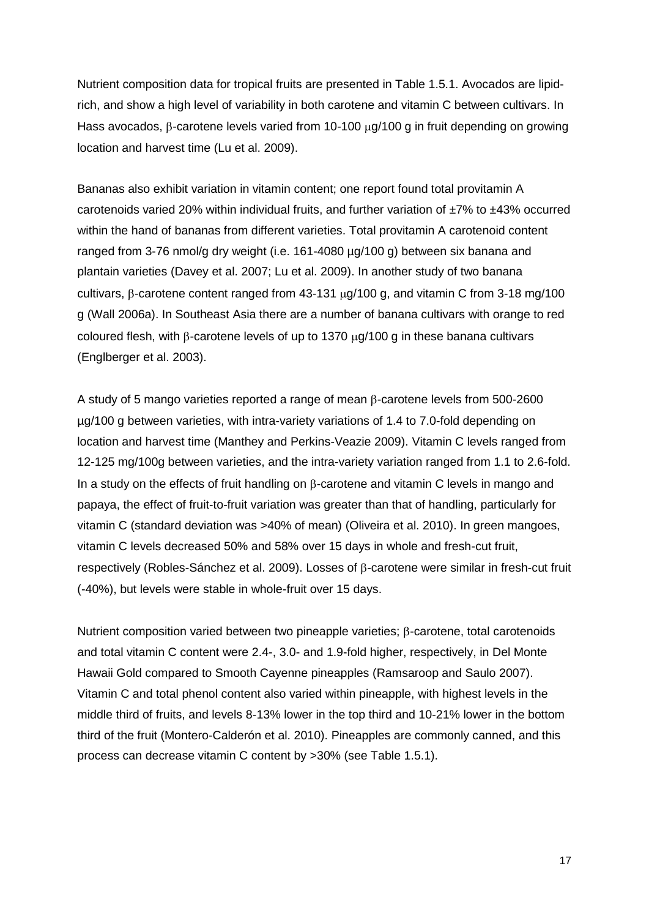Nutrient composition data for tropical fruits are presented in Table 1.5.1. Avocados are lipid-rich, and show a high level of variability in both carotene and vitamin C between cultivars. In Hass avocados, β-carotene levels varied from 10-100 μg/100 g in fruit depending on growing location and harvest time (Lu et al. 2009).

Bananas also exhibit variation in vitamin content; one report found total provitamin A carotenoids varied 20% within individual fruits, and further variation of ±7% to ±43% occurred within the hand of bananas from different varieties. Total provitamin A carotenoid content ranged from 3-76 nmol/g dry weight (i.e. 161-4080 µg/100 g) between six banana and plantain varieties (Davey et al. 2007; Lu et al. 2009). In another study of two banana cultivars, β-carotene content ranged from 43-131 μg/100 g, and vitamin C from 3-18 mg/100 g (Wall 2006a). In Southeast Asia there are a number of banana cultivars with orange to red coloured flesh, with β-carotene levels of up to 1370 μg/100 g in these banana cultivars (Englberger et al. 2003).

A study of 5 mango varieties reported a range of mean β-carotene levels from 500-2600 µg/100 g between varieties, with intra-variety variations of 1.4 to 7.0-fold depending on location and harvest time (Manthey and Perkins-Veazie 2009). Vitamin C levels ranged from 12-125 mg/100g between varieties, and the intra-variety variation ranged from 1.1 to 2.6-fold. In a study on the effects of fruit handling on β-carotene and vitamin C levels in mango and papaya, the effect of fruit-to-fruit variation was greater than that of handling, particularly for vitamin C (standard deviation was >40% of mean) (Oliveira et al. 2010). In green mangoes, vitamin C levels decreased 50% and 58% over 15 days in whole and fresh-cut fruit, respectively (Robles-Sánchez et al. 2009). Losses of β-carotene were similar in fresh-cut fruit (-40%), but levels were stable in whole-fruit over 15 days.

Nutrient composition varied between two pineapple varieties; β-carotene, total carotenoids and total vitamin C content were 2.4-, 3.0- and 1.9-fold higher, respectively, in Del Monte Hawaii Gold compared to Smooth Cayenne pineapples (Ramsaroop and Saulo 2007). Vitamin C and total phenol content also varied within pineapple, with highest levels in the middle third of fruits, and levels 8-13% lower in the top third and 10-21% lower in the bottom third of the fruit (Montero-Calderón et al. 2010). Pineapples are commonly canned, and this process can decrease vitamin C content by >30% (see Table 1.5.1).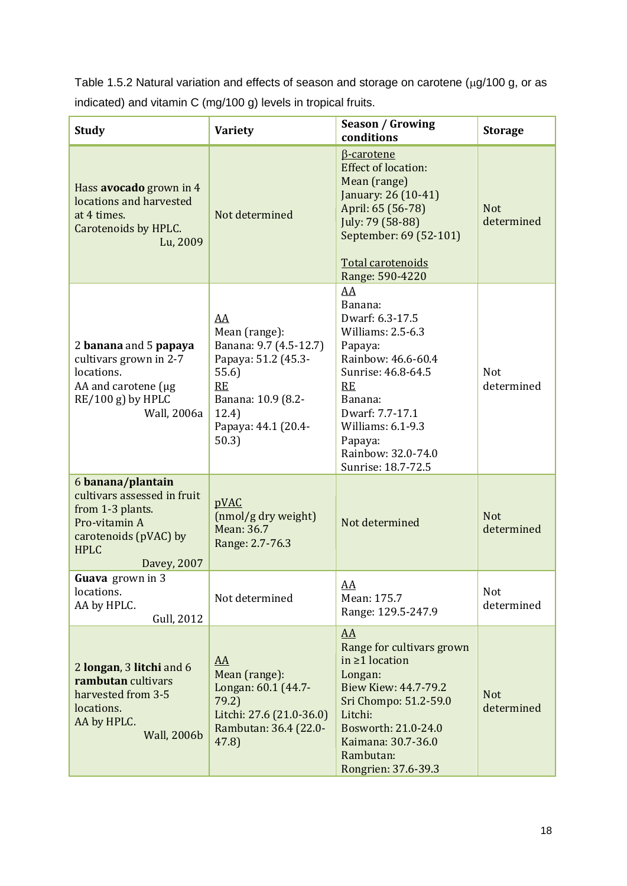Table 1.5.2 Natural variation and effects of season and storage on carotene (µg/100 g, or as indicated) and vitamin C (mg/100 g) levels in tropical fruits.

| Study | Variety | Season / Growing conditions | Storage |
|---|---|---|---|
| Hass **avocado** grown in 4 locations and harvested at 4 times.<br>Carotenoids by HPLC.<br>Lu, 2009 | Not determined | β-carotene<br>Effect of location:<br>Mean (range)<br>January: 26 (10-41)<br>April: 65 (56-78)<br>July: 79 (58-88)<br>September: 69 (52-101)<br><br>Total carotenoids<br>Range: 590-4220 | Not determined |
| 2 **banana** and 5 **papaya** cultivars grown in 2-7 locations.<br>AA and carotene (µg RE/100 g) by HPLC<br>Wall, 2006a | AA<br>Mean (range):<br>Banana: 9.7 (4.5-12.7)<br>Papaya: 51.2 (45.3-55.6)<br>RE<br>Banana: 10.9 (8.2-12.4)<br>Papaya: 44.1 (20.4-50.3) | AA<br>Banana:<br>Dwarf: 6.3-17.5<br>Williams: 2.5-6.3<br>Papaya:<br>Rainbow: 46.6-60.4<br>Sunrise: 46.8-64.5<br>RE<br>Banana:<br>Dwarf: 7.7-17.1<br>Williams: 6.1-9.3<br>Papaya:<br>Rainbow: 32.0-74.0<br>Sunrise: 18.7-72.5 | Not determined |
| 6 **banana/plantain** cultivars assessed in fruit from 1-3 plants.<br>Pro-vitamin A carotenoids (pVAC) by HPLC<br>Davey, 2007 | pVAC<br>(nmol/g dry weight)<br>Mean: 36.7<br>Range: 2.7-76.3 | Not determined | Not determined |
| **Guava** grown in 3 locations.<br>AA by HPLC.<br>Gull, 2012 | Not determined | AA<br>Mean: 175.7<br>Range: 129.5-247.9 | Not determined |
| 2 **longan**, 3 **litchi** and 6 **rambutan** cultivars harvested from 3-5 locations.<br>AA by HPLC.<br>Wall, 2006b | AA<br>Mean (range):<br>Longan: 60.1 (44.7-79.2)<br>Litchi: 27.6 (21.0-36.0)<br>Rambutan: 36.4 (22.0-47.8) | AA<br>Range for cultivars grown in ≥1 location<br>Longan:<br>Biew Kiew: 44.7-79.2<br>Sri Chompo: 51.2-59.0<br>Litchi:<br>Bosworth: 21.0-24.0<br>Kaimana: 30.7-36.0<br>Rambutan:<br>Rongrien: 37.6-39.3 | Not determined |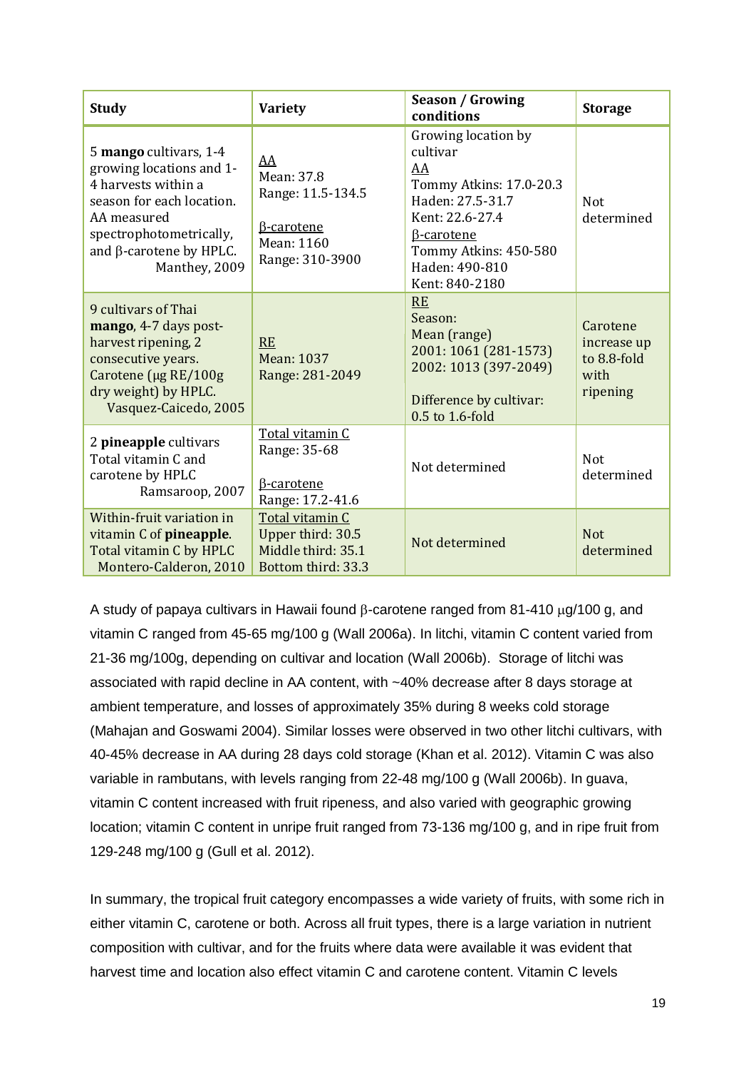| Study | Variety | Season / Growing conditions | Storage |
|---|---|---|---|
| 5 **mango** cultivars, 1-4 growing locations and 1-4 harvests within a season for each location. AA measured spectrophotometrically, and β-carotene by HPLC. Manthey, 2009 | AA<br>Mean: 37.8<br>Range: 11.5-134.5<br><br>β-carotene<br>Mean: 1160<br>Range: 310-3900 | Growing location by cultivar<br>AA<br>Tommy Atkins: 17.0-20.3<br>Haden: 27.5-31.7<br>Kent: 22.6-27.4<br>β-carotene<br>Tommy Atkins: 450-580<br>Haden: 490-810<br>Kent: 840-2180 | Not determined |
| 9 cultivars of Thai **mango**, 4-7 days post-harvest ripening, 2 consecutive years. Carotene (μg RE/100g dry weight) by HPLC. Vasquez-Caicedo, 2005 | RE<br>Mean: 1037<br>Range: 281-2049 | RE<br>Season:<br>Mean (range)<br>2001: 1061 (281-1573)<br>2002: 1013 (397-2049)<br><br>Difference by cultivar: 0.5 to 1.6-fold | Carotene increase up to 8.8-fold with ripening |
| 2 **pineapple** cultivars Total vitamin C and carotene by HPLC Ramsaroop, 2007 | Total vitamin C<br>Range: 35-68<br><br>β-carotene<br>Range: 17.2-41.6 | Not determined | Not determined |
| Within-fruit variation in vitamin C of **pineapple**. Total vitamin C by HPLC Montero-Calderon, 2010 | Total vitamin C<br>Upper third: 30.5<br>Middle third: 35.1<br>Bottom third: 33.3 | Not determined | Not determined |

A study of papaya cultivars in Hawaii found β-carotene ranged from 81-410 μg/100 g, and vitamin C ranged from 45-65 mg/100 g (Wall 2006a). In litchi, vitamin C content varied from 21-36 mg/100g, depending on cultivar and location (Wall 2006b). Storage of litchi was associated with rapid decline in AA content, with ~40% decrease after 8 days storage at ambient temperature, and losses of approximately 35% during 8 weeks cold storage (Mahajan and Goswami 2004). Similar losses were observed in two other litchi cultivars, with 40-45% decrease in AA during 28 days cold storage (Khan et al. 2012). Vitamin C was also variable in rambutans, with levels ranging from 22-48 mg/100 g (Wall 2006b). In guava, vitamin C content increased with fruit ripeness, and also varied with geographic growing location; vitamin C content in unripe fruit ranged from 73-136 mg/100 g, and in ripe fruit from 129-248 mg/100 g (Gull et al. 2012).

In summary, the tropical fruit category encompasses a wide variety of fruits, with some rich in either vitamin C, carotene or both. Across all fruit types, there is a large variation in nutrient composition with cultivar, and for the fruits where data were available it was evident that harvest time and location also effect vitamin C and carotene content. Vitamin C levels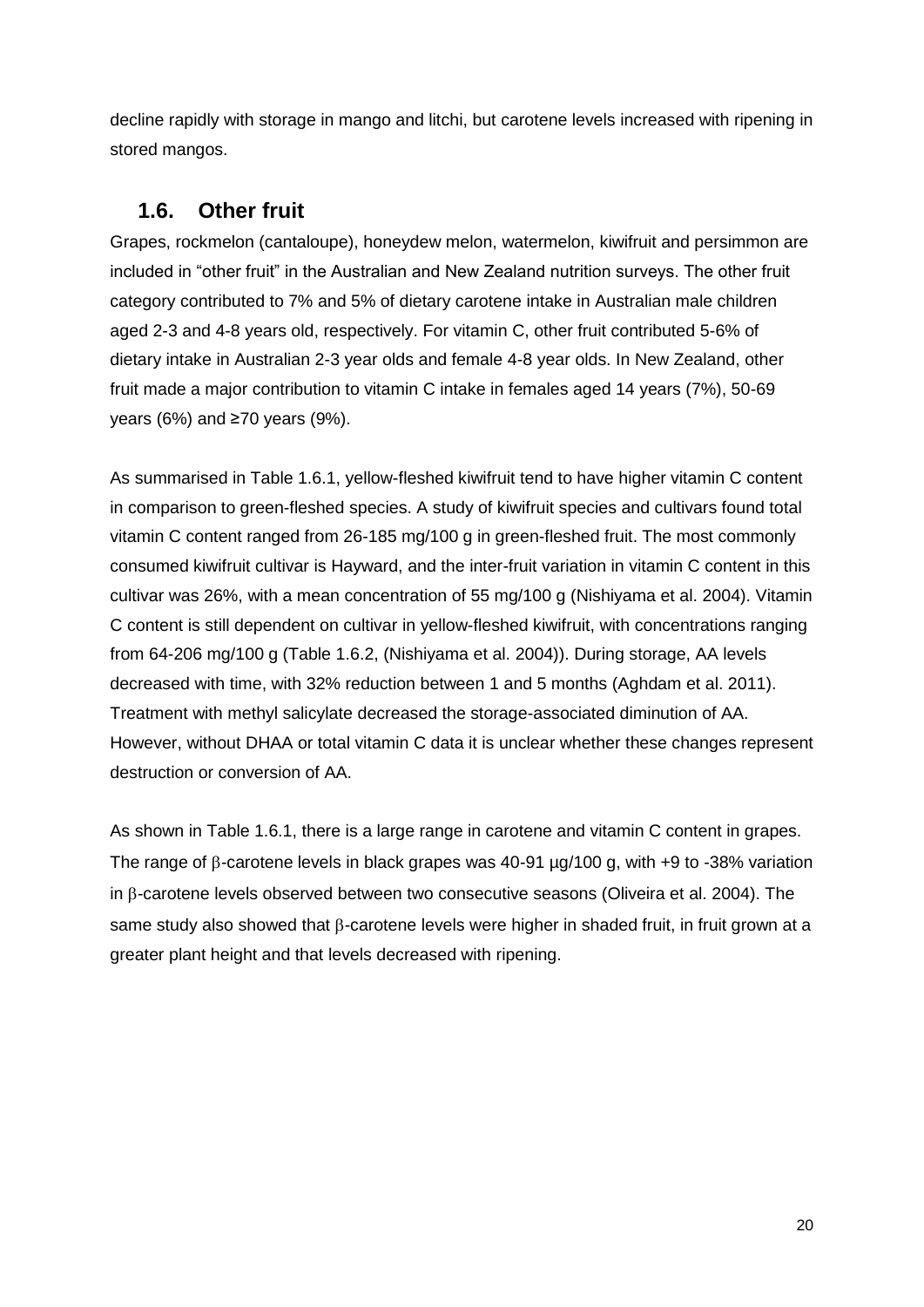decline rapidly with storage in mango and litchi, but carotene levels increased with ripening in stored mangos.

## 1.6. Other fruit

Grapes, rockmelon (cantaloupe), honeydew melon, watermelon, kiwifruit and persimmon are included in "other fruit" in the Australian and New Zealand nutrition surveys. The other fruit category contributed to 7% and 5% of dietary carotene intake in Australian male children aged 2-3 and 4-8 years old, respectively. For vitamin C, other fruit contributed 5-6% of dietary intake in Australian 2-3 year olds and female 4-8 year olds. In New Zealand, other fruit made a major contribution to vitamin C intake in females aged 14 years (7%), 50-69 years (6%) and ≥70 years (9%).

As summarised in Table 1.6.1, yellow-fleshed kiwifruit tend to have higher vitamin C content in comparison to green-fleshed species. A study of kiwifruit species and cultivars found total vitamin C content ranged from 26-185 mg/100 g in green-fleshed fruit. The most commonly consumed kiwifruit cultivar is Hayward, and the inter-fruit variation in vitamin C content in this cultivar was 26%, with a mean concentration of 55 mg/100 g (Nishiyama et al. 2004). Vitamin C content is still dependent on cultivar in yellow-fleshed kiwifruit, with concentrations ranging from 64-206 mg/100 g (Table 1.6.2, (Nishiyama et al. 2004)). During storage, AA levels decreased with time, with 32% reduction between 1 and 5 months (Aghdam et al. 2011). Treatment with methyl salicylate decreased the storage-associated diminution of AA. However, without DHAA or total vitamin C data it is unclear whether these changes represent destruction or conversion of AA.

As shown in Table 1.6.1, there is a large range in carotene and vitamin C content in grapes. The range of β-carotene levels in black grapes was 40-91 µg/100 g, with +9 to -38% variation in β-carotene levels observed between two consecutive seasons (Oliveira et al. 2004). The same study also showed that β-carotene levels were higher in shaded fruit, in fruit grown at a greater plant height and that levels decreased with ripening.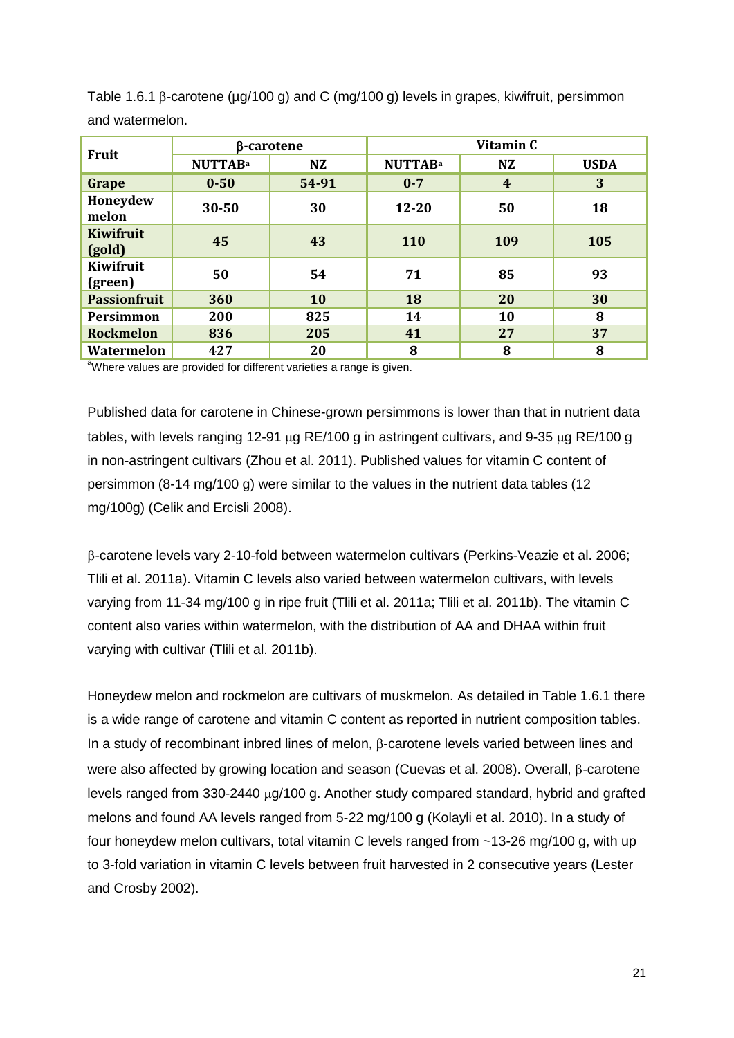Table 1.6.1 β-carotene (µg/100 g) and C (mg/100 g) levels in grapes, kiwifruit, persimmon and watermelon.

| Fruit | β-carotene | | Vitamin C | | |
|---|---|---|---|---|---|
| | NUTTAB[a] | NZ | NUTTAB[a] | NZ | USDA |
| Grape | 0-50 | 54-91 | 0-7 | 4 | 3 |
| Honeydew melon | 30-50 | 30 | 12-20 | 50 | 18 |
| Kiwifruit (gold) | 45 | 43 | 110 | 109 | 105 |
| Kiwifruit (green) | 50 | 54 | 71 | 85 | 93 |
| Passionfruit | 360 | 10 | 18 | 20 | 30 |
| Persimmon | 200 | 825 | 14 | 10 | 8 |
| Rockmelon | 836 | 205 | 41 | 27 | 37 |
| Watermelon | 427 | 20 | 8 | 8 | 8 |

[a]Where values are provided for different varieties a range is given.

Published data for carotene in Chinese-grown persimmons is lower than that in nutrient data tables, with levels ranging 12-91 µg RE/100 g in astringent cultivars, and 9-35 µg RE/100 g in non-astringent cultivars (Zhou et al. 2011). Published values for vitamin C content of persimmon (8-14 mg/100 g) were similar to the values in the nutrient data tables (12 mg/100g) (Celik and Ercisli 2008).

β-carotene levels vary 2-10-fold between watermelon cultivars (Perkins-Veazie et al. 2006; Tlili et al. 2011a). Vitamin C levels also varied between watermelon cultivars, with levels varying from 11-34 mg/100 g in ripe fruit (Tlili et al. 2011a; Tlili et al. 2011b). The vitamin C content also varies within watermelon, with the distribution of AA and DHAA within fruit varying with cultivar (Tlili et al. 2011b).

Honeydew melon and rockmelon are cultivars of muskmelon. As detailed in Table 1.6.1 there is a wide range of carotene and vitamin C content as reported in nutrient composition tables. In a study of recombinant inbred lines of melon, β-carotene levels varied between lines and were also affected by growing location and season (Cuevas et al. 2008). Overall, β-carotene levels ranged from 330-2440 µg/100 g. Another study compared standard, hybrid and grafted melons and found AA levels ranged from 5-22 mg/100 g (Kolayli et al. 2010). In a study of four honeydew melon cultivars, total vitamin C levels ranged from ~13-26 mg/100 g, with up to 3-fold variation in vitamin C levels between fruit harvested in 2 consecutive years (Lester and Crosby 2002).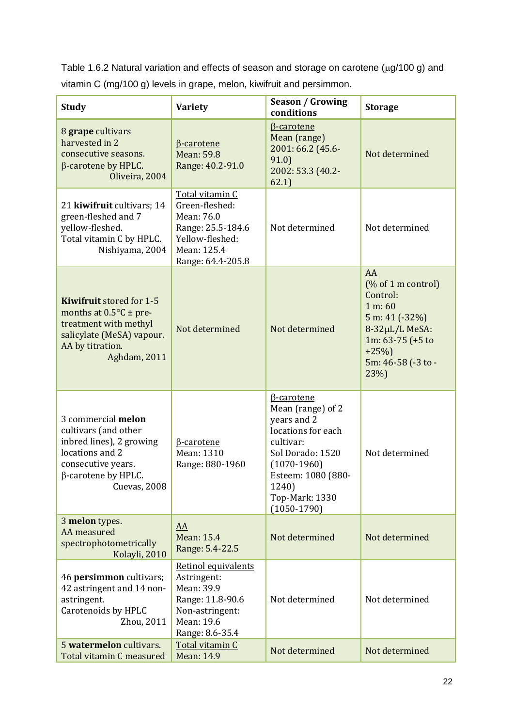Table 1.6.2 Natural variation and effects of season and storage on carotene (μg/100 g) and vitamin C (mg/100 g) levels in grape, melon, kiwifruit and persimmon.

| Study | Variety | Season / Growing conditions | Storage |
|---|---|---|---|
| 8 **grape** cultivars harvested in 2 consecutive seasons. β-carotene by HPLC. Oliveira, 2004 | β-carotene<br>Mean: 59.8<br>Range: 40.2-91.0 | β-carotene<br>Mean (range)<br>2001: 66.2 (45.6-91.0)<br>2002: 53.3 (40.2-62.1) | Not determined |
| 21 **kiwifruit** cultivars; 14 green-fleshed and 7 yellow-fleshed. Total vitamin C by HPLC. Nishiyama, 2004 | Total vitamin C<br>Green-fleshed:<br>Mean: 76.0<br>Range: 25.5-184.6<br>Yellow-fleshed:<br>Mean: 125.4<br>Range: 64.4-205.8 | Not determined | Not determined |
| **Kiwifruit** stored for 1-5 months at 0.5°C ± pre-treatment with methyl salicylate (MeSA) vapour. AA by titration. Aghdam, 2011 | Not determined | Not determined | AA<br>(% of 1 m control)<br>Control:<br>1 m: 60<br>5 m: 41 (-32%)<br>8-32μL/L MeSA:<br>1m: 63-75 (+5 to +25%)<br>5m: 46-58 (-3 to -23%) |
| 3 commercial **melon** cultivars (and other inbred lines), 2 growing locations and 2 consecutive years. β-carotene by HPLC. Cuevas, 2008 | β-carotene<br>Mean: 1310<br>Range: 880-1960 | β-carotene<br>Mean (range) of 2 years and 2 locations for each cultivar:<br>Sol Dorado: 1520 (1070-1960)<br>Esteem: 1080 (880-1240)<br>Top-Mark: 1330 (1050-1790) | Not determined |
| 3 **melon** types. AA measured spectrophotometrically Kolayli, 2010 | AA<br>Mean: 15.4<br>Range: 5.4-22.5 | Not determined | Not determined |
| 46 **persimmon** cultivars; 42 astringent and 14 non-astringent. Carotenoids by HPLC Zhou, 2011 | Retinol equivalents<br>Astringent:<br>Mean: 39.9<br>Range: 11.8-90.6<br>Non-astringent:<br>Mean: 19.6<br>Range: 8.6-35.4 | Not determined | Not determined |
| 5 **watermelon** cultivars. Total vitamin C measured | Total vitamin C<br>Mean: 14.9 | Not determined | Not determined |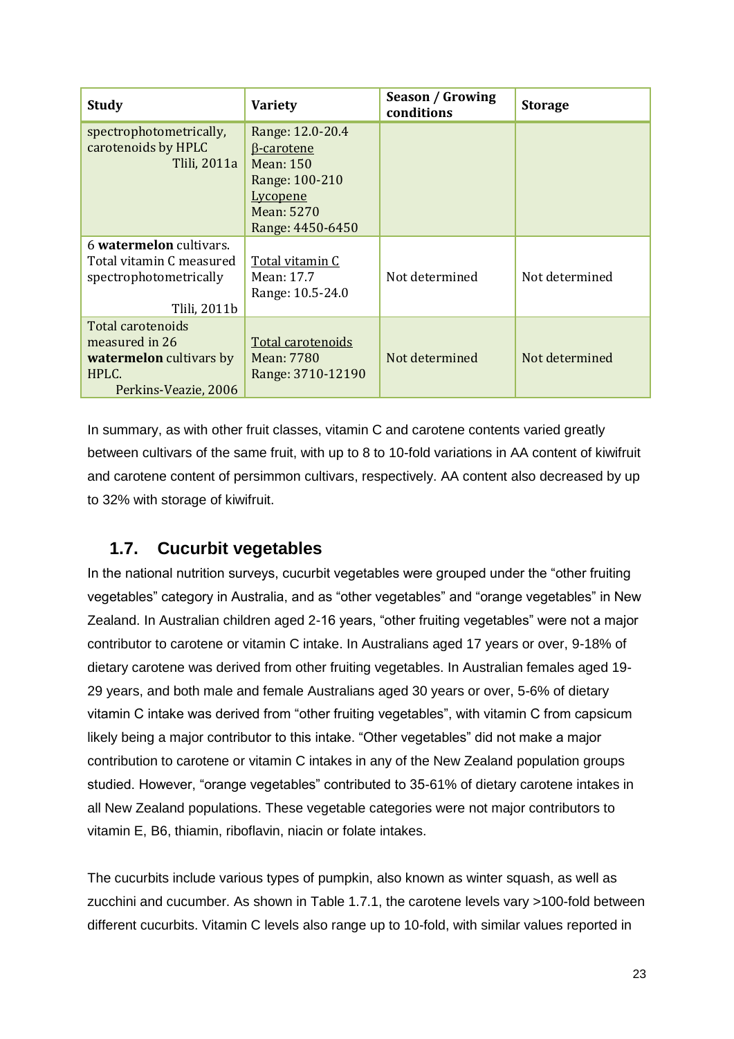| Study | Variety | Season / Growing conditions | Storage |
|---|---|---|---|
| spectrophotometrically, carotenoids by HPLC<br>Tlili, 2011a | Range: 12.0-20.4<br>β-carotene<br>Mean: 150<br>Range: 100-210<br>Lycopene<br>Mean: 5270<br>Range: 4450-6450 | | |
| 6 **watermelon** cultivars. Total vitamin C measured spectrophotometrically<br>Tlili, 2011b | Total vitamin C<br>Mean: 17.7<br>Range: 10.5-24.0 | Not determined | Not determined |
| Total carotenoids measured in 26 **watermelon** cultivars by HPLC.<br>Perkins-Veazie, 2006 | Total carotenoids<br>Mean: 7780<br>Range: 3710-12190 | Not determined | Not determined |

In summary, as with other fruit classes, vitamin C and carotene contents varied greatly between cultivars of the same fruit, with up to 8 to 10-fold variations in AA content of kiwifruit and carotene content of persimmon cultivars, respectively. AA content also decreased by up to 32% with storage of kiwifruit.

## 1.7. Cucurbit vegetables

In the national nutrition surveys, cucurbit vegetables were grouped under the "other fruiting vegetables" category in Australia, and as "other vegetables" and "orange vegetables" in New Zealand. In Australian children aged 2-16 years, "other fruiting vegetables" were not a major contributor to carotene or vitamin C intake. In Australians aged 17 years or over, 9-18% of dietary carotene was derived from other fruiting vegetables. In Australian females aged 19-29 years, and both male and female Australians aged 30 years or over, 5-6% of dietary vitamin C intake was derived from "other fruiting vegetables", with vitamin C from capsicum likely being a major contributor to this intake. "Other vegetables" did not make a major contribution to carotene or vitamin C intakes in any of the New Zealand population groups studied. However, "orange vegetables" contributed to 35-61% of dietary carotene intakes in all New Zealand populations. These vegetable categories were not major contributors to vitamin E, B6, thiamin, riboflavin, niacin or folate intakes.

The cucurbits include various types of pumpkin, also known as winter squash, as well as zucchini and cucumber. As shown in Table 1.7.1, the carotene levels vary >100-fold between different cucurbits. Vitamin C levels also range up to 10-fold, with similar values reported in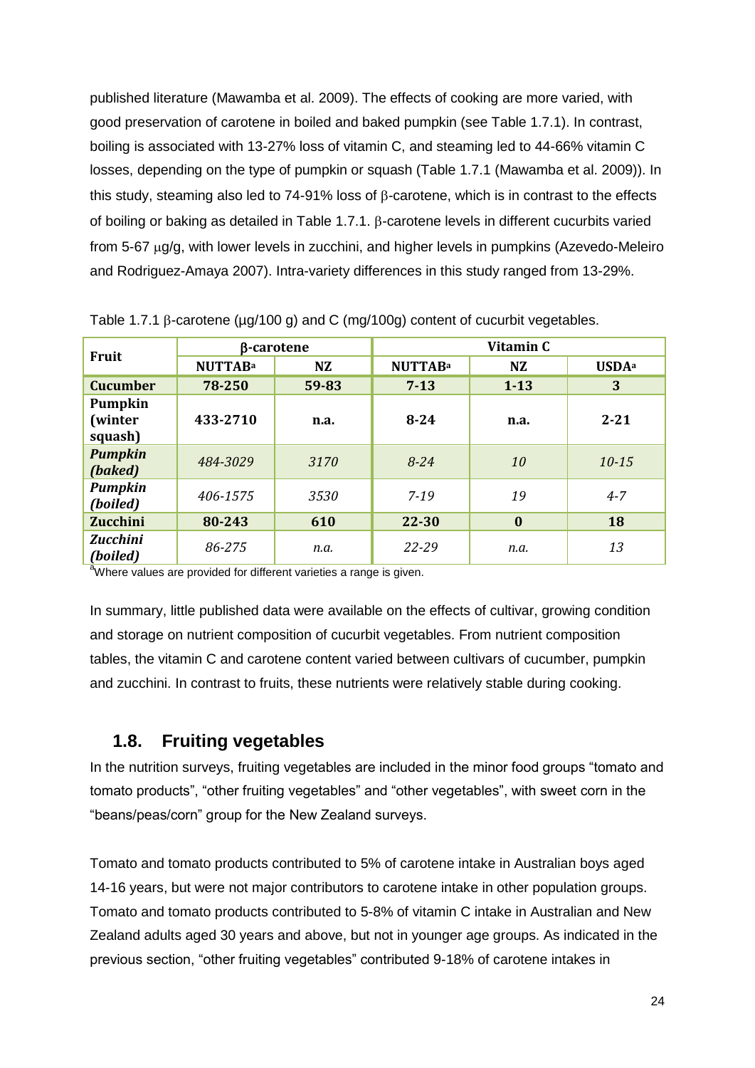published literature (Mawamba et al. 2009). The effects of cooking are more varied, with good preservation of carotene in boiled and baked pumpkin (see Table 1.7.1). In contrast, boiling is associated with 13-27% loss of vitamin C, and steaming led to 44-66% vitamin C losses, depending on the type of pumpkin or squash (Table 1.7.1 (Mawamba et al. 2009)). In this study, steaming also led to 74-91% loss of β-carotene, which is in contrast to the effects of boiling or baking as detailed in Table 1.7.1. β-carotene levels in different cucurbits varied from 5-67 μg/g, with lower levels in zucchini, and higher levels in pumpkins (Azevedo-Meleiro and Rodriguez-Amaya 2007). Intra-variety differences in this study ranged from 13-29%.

Table 1.7.1 β-carotene (μg/100 g) and C (mg/100g) content of cucurbit vegetables.

| Fruit | β-carotene | | Vitamin C | | |
|---|---|---|---|---|---|
| | **NUTTAB**[a] | **NZ** | **NUTTAB**[a] | **NZ** | **USDA**[a] |
| **Cucumber** | **78-250** | **59-83** | **7-13** | **1-13** | **3** |
| **Pumpkin (winter squash)** | **433-2710** | **n.a.** | **8-24** | **n.a.** | **2-21** |
| ***Pumpkin (baked)*** | *484-3029* | *3170* | *8-24* | *10* | *10-15* |
| ***Pumpkin (boiled)*** | *406-1575* | *3530* | *7-19* | *19* | *4-7* |
| **Zucchini** | **80-243** | **610** | **22-30** | **0** | **18** |
| ***Zucchini (boiled)*** | *86-275* | *n.a.* | *22-29* | *n.a.* | *13* |

[a]Where values are provided for different varieties a range is given.

In summary, little published data were available on the effects of cultivar, growing condition and storage on nutrient composition of cucurbit vegetables. From nutrient composition tables, the vitamin C and carotene content varied between cultivars of cucumber, pumpkin and zucchini. In contrast to fruits, these nutrients were relatively stable during cooking.

## 1.8. Fruiting vegetables

In the nutrition surveys, fruiting vegetables are included in the minor food groups "tomato and tomato products", "other fruiting vegetables" and "other vegetables", with sweet corn in the "beans/peas/corn" group for the New Zealand surveys.

Tomato and tomato products contributed to 5% of carotene intake in Australian boys aged 14-16 years, but were not major contributors to carotene intake in other population groups. Tomato and tomato products contributed to 5-8% of vitamin C intake in Australian and New Zealand adults aged 30 years and above, but not in younger age groups. As indicated in the previous section, "other fruiting vegetables" contributed 9-18% of carotene intakes in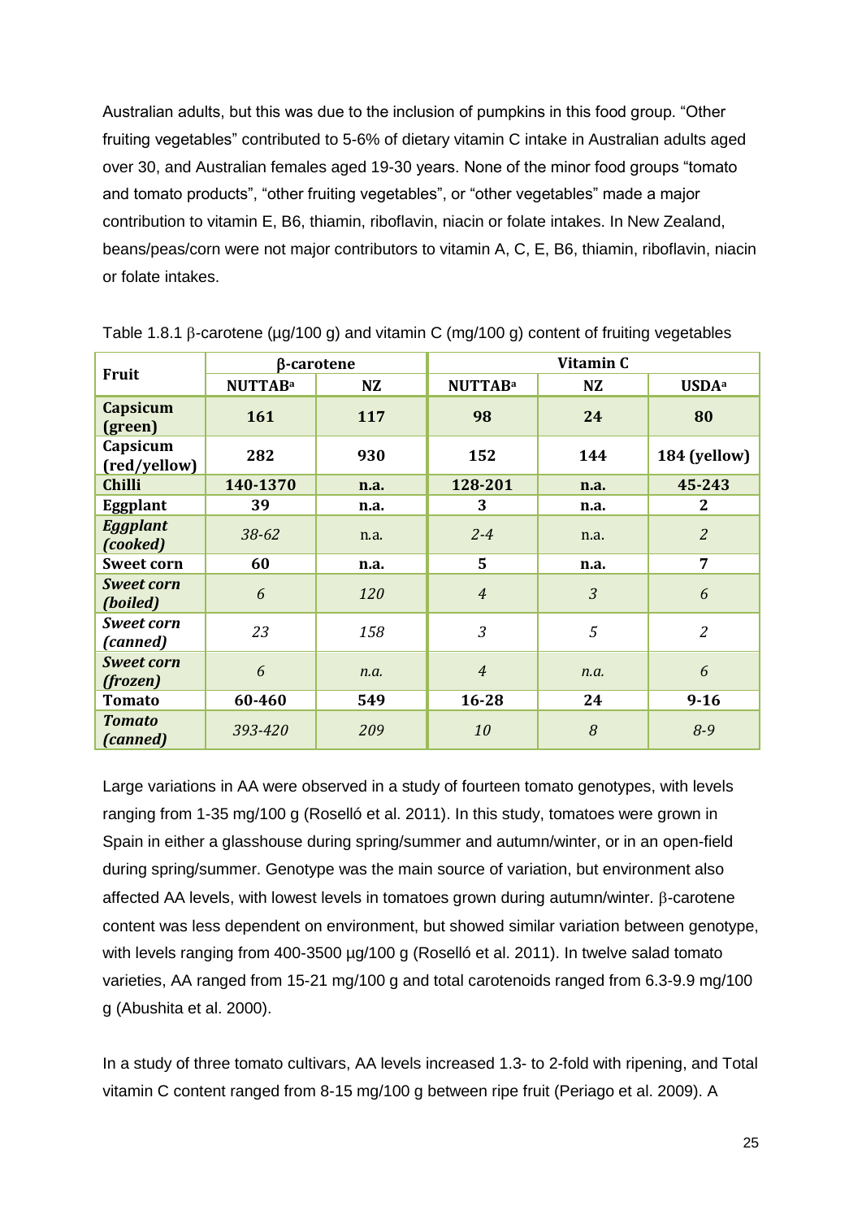Australian adults, but this was due to the inclusion of pumpkins in this food group. “Other fruiting vegetables” contributed to 5-6% of dietary vitamin C intake in Australian adults aged over 30, and Australian females aged 19-30 years. None of the minor food groups “tomato and tomato products”, “other fruiting vegetables”, or “other vegetables” made a major contribution to vitamin E, B6, thiamin, riboflavin, niacin or folate intakes. In New Zealand, beans/peas/corn were not major contributors to vitamin A, C, E, B6, thiamin, riboflavin, niacin or folate intakes.

Table 1.8.1 β-carotene (µg/100 g) and vitamin C (mg/100 g) content of fruiting vegetables

| Fruit | β-carotene | | Vitamin C | | |
|---|---|---|---|---|---|
| | NUTTAB[a] | NZ | NUTTAB[a] | NZ | USDA[a] |
| **Capsicum (green)** | **161** | **117** | **98** | **24** | **80** |
| **Capsicum (red/yellow)** | **282** | **930** | **152** | **144** | **184 (yellow)** |
| **Chilli** | **140-1370** | **n.a.** | **128-201** | **n.a.** | **45-243** |
| **Eggplant** | **39** | **n.a.** | **3** | **n.a.** | **2** |
| ***Eggplant (cooked)*** | *38-62* | n.a. | *2-4* | n.a. | *2* |
| **Sweet corn** | **60** | **n.a.** | **5** | **n.a.** | **7** |
| ***Sweet corn (boiled)*** | *6* | *120* | *4* | *3* | *6* |
| ***Sweet corn (canned)*** | *23* | *158* | *3* | *5* | *2* |
| ***Sweet corn (frozen)*** | *6* | *n.a.* | *4* | *n.a.* | *6* |
| **Tomato** | **60-460** | **549** | **16-28** | **24** | **9-16** |
| ***Tomato (canned)*** | *393-420* | *209* | *10* | *8* | *8-9* |

Large variations in AA were observed in a study of fourteen tomato genotypes, with levels ranging from 1-35 mg/100 g (Roselló et al. 2011). In this study, tomatoes were grown in Spain in either a glasshouse during spring/summer and autumn/winter, or in an open-field during spring/summer. Genotype was the main source of variation, but environment also affected AA levels, with lowest levels in tomatoes grown during autumn/winter. β-carotene content was less dependent on environment, but showed similar variation between genotype, with levels ranging from 400-3500 µg/100 g (Roselló et al. 2011). In twelve salad tomato varieties, AA ranged from 15-21 mg/100 g and total carotenoids ranged from 6.3-9.9 mg/100 g (Abushita et al. 2000).

In a study of three tomato cultivars, AA levels increased 1.3- to 2-fold with ripening, and Total vitamin C content ranged from 8-15 mg/100 g between ripe fruit (Periago et al. 2009). A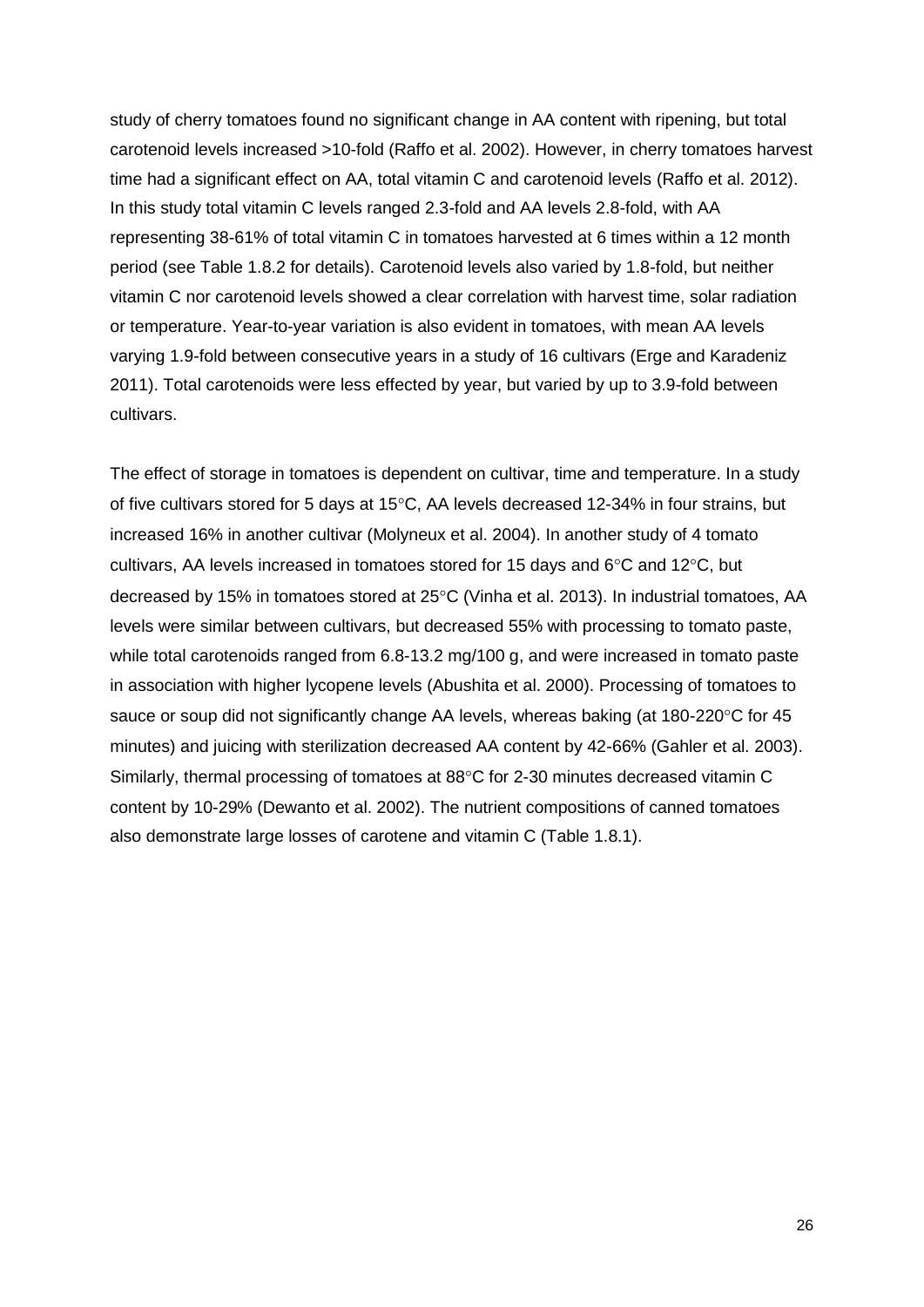study of cherry tomatoes found no significant change in AA content with ripening, but total carotenoid levels increased >10-fold (Raffo et al. 2002). However, in cherry tomatoes harvest time had a significant effect on AA, total vitamin C and carotenoid levels (Raffo et al. 2012). In this study total vitamin C levels ranged 2.3-fold and AA levels 2.8-fold, with AA representing 38-61% of total vitamin C in tomatoes harvested at 6 times within a 12 month period (see Table 1.8.2 for details). Carotenoid levels also varied by 1.8-fold, but neither vitamin C nor carotenoid levels showed a clear correlation with harvest time, solar radiation or temperature. Year-to-year variation is also evident in tomatoes, with mean AA levels varying 1.9-fold between consecutive years in a study of 16 cultivars (Erge and Karadeniz 2011). Total carotenoids were less effected by year, but varied by up to 3.9-fold between cultivars.

The effect of storage in tomatoes is dependent on cultivar, time and temperature. In a study of five cultivars stored for 5 days at 15°C, AA levels decreased 12-34% in four strains, but increased 16% in another cultivar (Molyneux et al. 2004). In another study of 4 tomato cultivars, AA levels increased in tomatoes stored for 15 days and 6°C and 12°C, but decreased by 15% in tomatoes stored at 25°C (Vinha et al. 2013). In industrial tomatoes, AA levels were similar between cultivars, but decreased 55% with processing to tomato paste, while total carotenoids ranged from 6.8-13.2 mg/100 g, and were increased in tomato paste in association with higher lycopene levels (Abushita et al. 2000). Processing of tomatoes to sauce or soup did not significantly change AA levels, whereas baking (at 180-220°C for 45 minutes) and juicing with sterilization decreased AA content by 42-66% (Gahler et al. 2003). Similarly, thermal processing of tomatoes at 88°C for 2-30 minutes decreased vitamin C content by 10-29% (Dewanto et al. 2002). The nutrient compositions of canned tomatoes also demonstrate large losses of carotene and vitamin C (Table 1.8.1).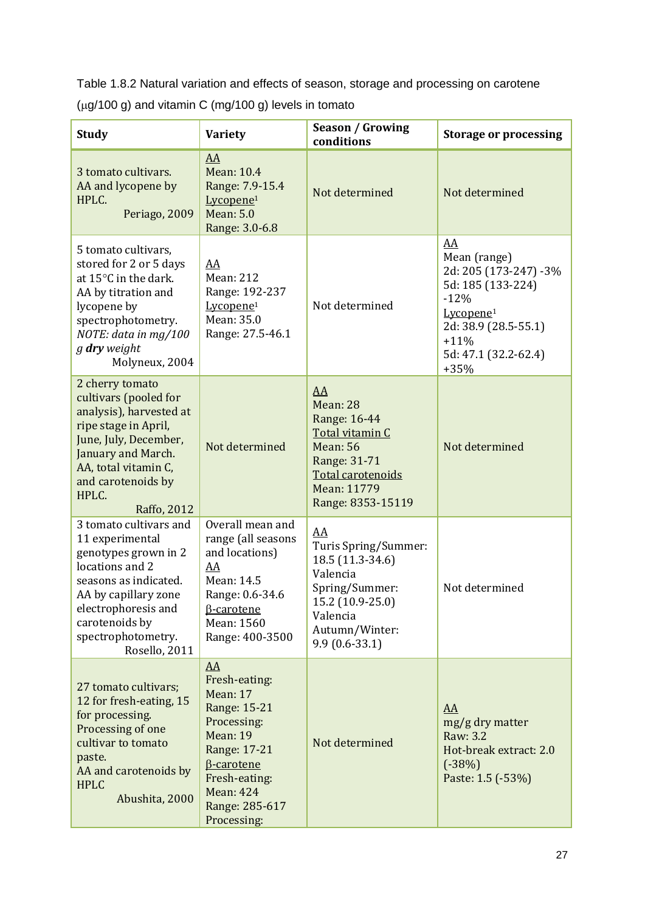Table 1.8.2 Natural variation and effects of season, storage and processing on carotene (μg/100 g) and vitamin C (mg/100 g) levels in tomato

| Study | Variety | Season / Growing conditions | Storage or processing |
|---|---|---|---|
| 3 tomato cultivars. AA and lycopene by HPLC. Periago, 2009 | AA<br>Mean: 10.4<br>Range: 7.9-15.4<br>Lycopene[1]<br>Mean: 5.0<br>Range: 3.0-6.8 | Not determined | Not determined |
| 5 tomato cultivars, stored for 2 or 5 days at 15°C in the dark. AA by titration and lycopene by spectrophotometry. *NOTE: data in mg/100 g **dry** weight* Molyneux, 2004 | AA<br>Mean: 212<br>Range: 192-237<br>Lycopene[1]<br>Mean: 35.0<br>Range: 27.5-46.1 | Not determined | AA<br>Mean (range)<br>2d: 205 (173-247) -3%<br>5d: 185 (133-224) -12%<br>Lycopene[1]<br>2d: 38.9 (28.5-55.1) +11%<br>5d: 47.1 (32.2-62.4) +35% |
| 2 cherry tomato cultivars (pooled for analysis), harvested at ripe stage in April, June, July, December, January and March. AA, total vitamin C, and carotenoids by HPLC. Raffo, 2012 | Not determined | AA<br>Mean: 28<br>Range: 16-44<br>Total vitamin C<br>Mean: 56<br>Range: 31-71<br>Total carotenoids<br>Mean: 11779<br>Range: 8353-15119 | Not determined |
| 3 tomato cultivars and 11 experimental genotypes grown in 2 locations and 2 seasons as indicated. AA by capillary zone electrophoresis and carotenoids by spectrophotometry. Rosello, 2011 | Overall mean and range (all seasons and locations)<br>AA<br>Mean: 14.5<br>Range: 0.6-34.6<br>β-carotene<br>Mean: 1560<br>Range: 400-3500 | AA<br>Turis Spring/Summer: 18.5 (11.3-34.6)<br>Valencia Spring/Summer: 15.2 (10.9-25.0)<br>Valencia Autumn/Winter: 9.9 (0.6-33.1) | Not determined |
| 27 tomato cultivars; 12 for fresh-eating, 15 for processing. Processing of one cultivar to tomato paste. AA and carotenoids by HPLC Abushita, 2000 | AA<br>Fresh-eating:<br>Mean: 17<br>Range: 15-21<br>Processing:<br>Mean: 19<br>Range: 17-21<br>β-carotene<br>Fresh-eating:<br>Mean: 424<br>Range: 285-617<br>Processing: | Not determined | AA<br>mg/g dry matter<br>Raw: 3.2<br>Hot-break extract: 2.0 (-38%)<br>Paste: 1.5 (-53%) |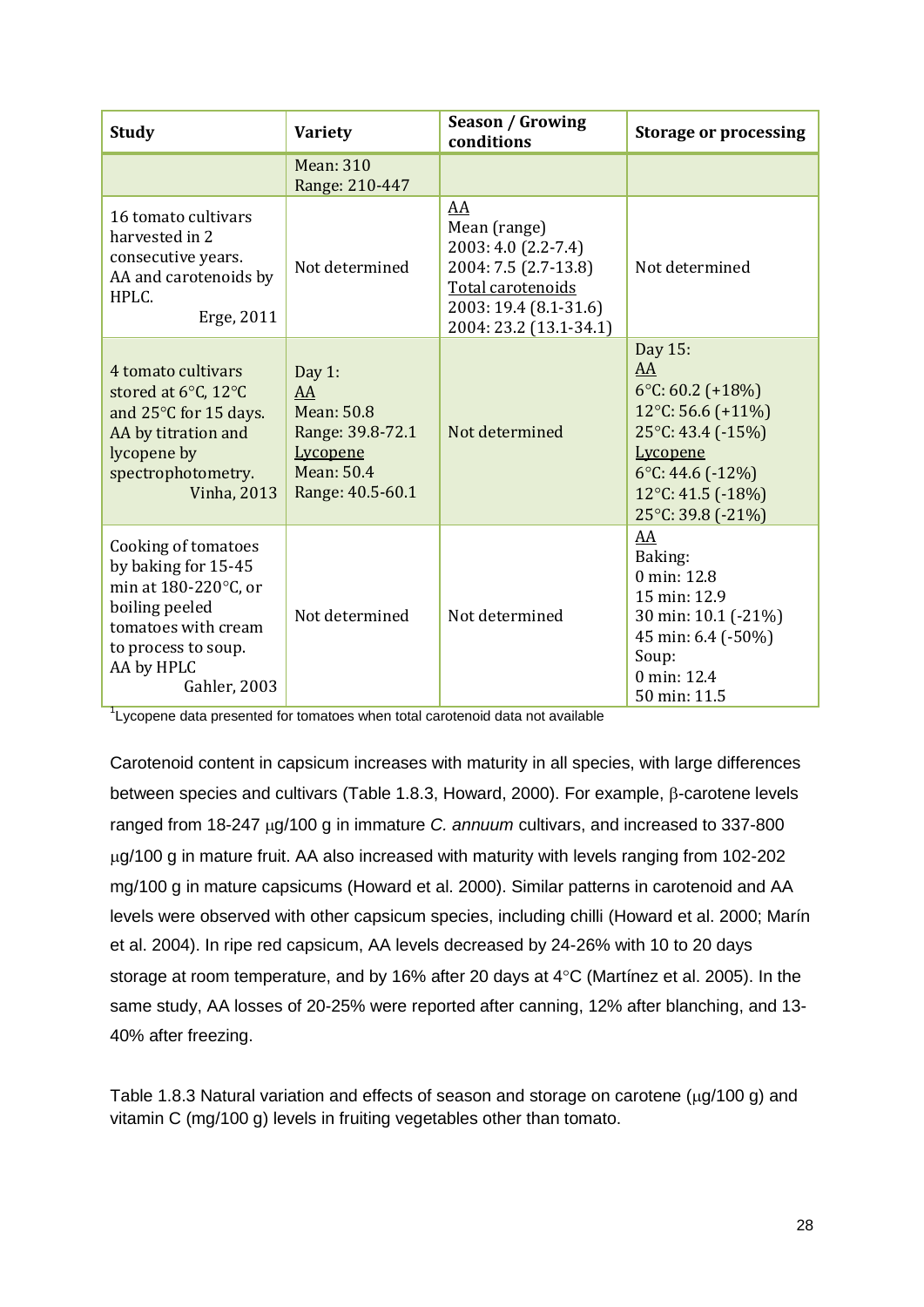| Study | Variety | Season / Growing conditions | Storage or processing |
|---|---|---|---|
| | Mean: 310<br>Range: 210-447 | | |
| 16 tomato cultivars harvested in 2 consecutive years. AA and carotenoids by HPLC.<br>Erge, 2011 | Not determined | AA<br>Mean (range)<br>2003: 4.0 (2.2-7.4)<br>2004: 7.5 (2.7-13.8)<br>Total carotenoids<br>2003: 19.4 (8.1-31.6)<br>2004: 23.2 (13.1-34.1) | Not determined |
| 4 tomato cultivars stored at 6°C, 12°C and 25°C for 15 days. AA by titration and lycopene by spectrophotometry.<br>Vinha, 2013 | Day 1:<br>AA<br>Mean: 50.8<br>Range: 39.8-72.1<br>Lycopene<br>Mean: 50.4<br>Range: 40.5-60.1 | Not determined | Day 15:<br>AA<br>6°C: 60.2 (+18%)<br>12°C: 56.6 (+11%)<br>25°C: 43.4 (-15%)<br>Lycopene<br>6°C: 44.6 (-12%)<br>12°C: 41.5 (-18%)<br>25°C: 39.8 (-21%) |
| Cooking of tomatoes by baking for 15-45 min at 180-220°C, or boiling peeled tomatoes with cream to process to soup. AA by HPLC<br>Gahler, 2003 | Not determined | Not determined | AA<br>Baking:<br>0 min: 12.8<br>15 min: 12.9<br>30 min: 10.1 (-21%)<br>45 min: 6.4 (-50%)<br>Soup:<br>0 min: 12.4<br>50 min: 11.5 |

[1]Lycopene data presented for tomatoes when total carotenoid data not available

Carotenoid content in capsicum increases with maturity in all species, with large differences between species and cultivars (Table 1.8.3, Howard, 2000). For example, β-carotene levels ranged from 18-247 μg/100 g in immature *C. annuum* cultivars, and increased to 337-800 μg/100 g in mature fruit. AA also increased with maturity with levels ranging from 102-202 mg/100 g in mature capsicums (Howard et al. 2000). Similar patterns in carotenoid and AA levels were observed with other capsicum species, including chilli (Howard et al. 2000; Marín et al. 2004). In ripe red capsicum, AA levels decreased by 24-26% with 10 to 20 days storage at room temperature, and by 16% after 20 days at 4°C (Martínez et al. 2005). In the same study, AA losses of 20-25% were reported after canning, 12% after blanching, and 13-40% after freezing.

Table 1.8.3 Natural variation and effects of season and storage on carotene (μg/100 g) and vitamin C (mg/100 g) levels in fruiting vegetables other than tomato.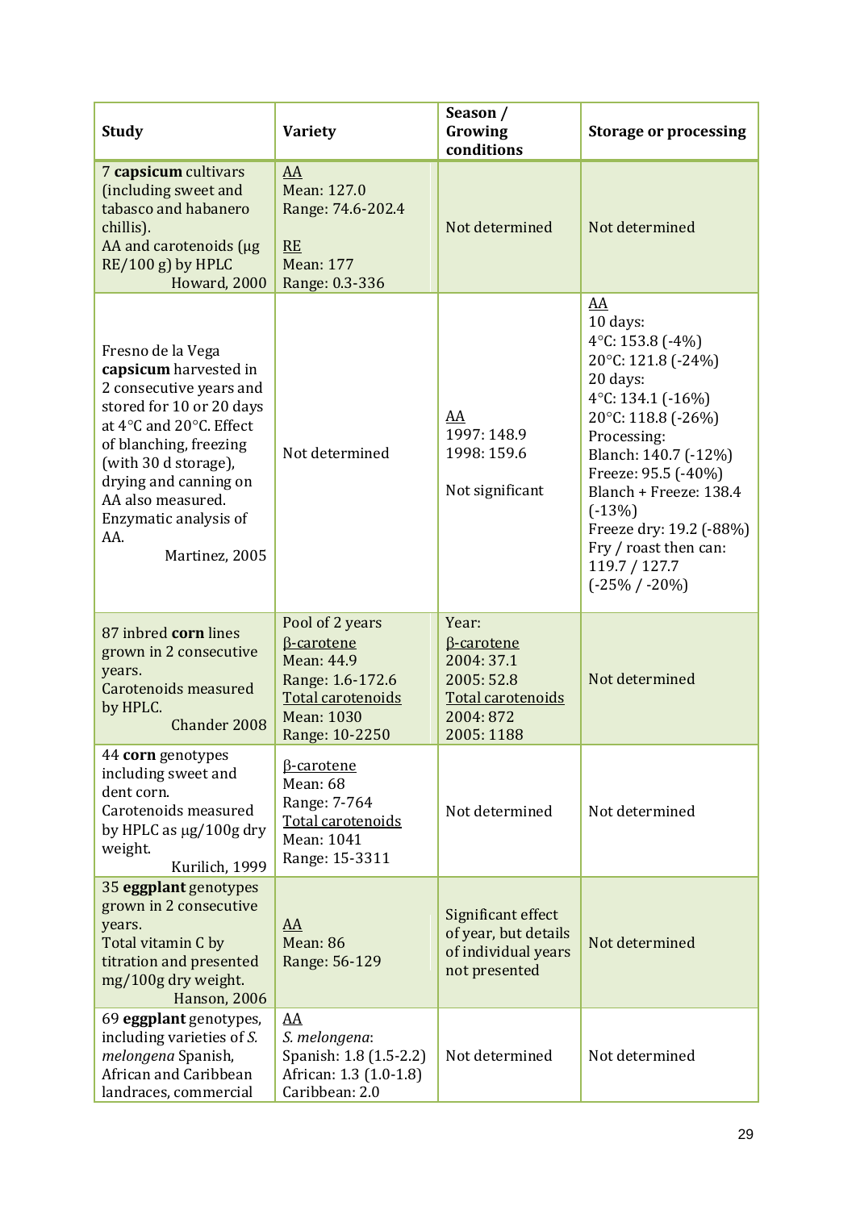| Study | Variety | Season / Growing conditions | Storage or processing |
|---|---|---|---|
| 7 **capsicum** cultivars (including sweet and tabasco and habanero chillis).<br>AA and carotenoids (µg RE/100 g) by HPLC<br>Howard, 2000 | AA<br>Mean: 127.0<br>Range: 74.6-202.4<br><br>RE<br>Mean: 177<br>Range: 0.3-336 | Not determined | Not determined |
| Fresno de la Vega **capsicum** harvested in 2 consecutive years and stored for 10 or 20 days at 4°C and 20°C. Effect of blanching, freezing (with 30 d storage), drying and canning on AA also measured. Enzymatic analysis of AA.<br>Martinez, 2005 | Not determined | AA<br>1997: 148.9<br>1998: 159.6<br><br>Not significant | AA<br>10 days:<br>4°C: 153.8 (-4%)<br>20°C: 121.8 (-24%)<br>20 days:<br>4°C: 134.1 (-16%)<br>20°C: 118.8 (-26%)<br>Processing:<br>Blanch: 140.7 (-12%)<br>Freeze: 95.5 (-40%)<br>Blanch + Freeze: 138.4 (-13%)<br>Freeze dry: 19.2 (-88%)<br>Fry / roast then can: 119.7 / 127.7<br>(-25% / -20%) |
| 87 inbred **corn** lines grown in 2 consecutive years.<br>Carotenoids measured by HPLC.<br>Chander 2008 | Pool of 2 years<br>β-carotene<br>Mean: 44.9<br>Range: 1.6-172.6<br>Total carotenoids<br>Mean: 1030<br>Range: 10-2250 | Year:<br>β-carotene<br>2004: 37.1<br>2005: 52.8<br>Total carotenoids<br>2004: 872<br>2005: 1188 | Not determined |
| 44 **corn** genotypes including sweet and dent corn.<br>Carotenoids measured by HPLC as µg/100g dry weight.<br>Kurilich, 1999 | β-carotene<br>Mean: 68<br>Range: 7-764<br>Total carotenoids<br>Mean: 1041<br>Range: 15-3311 | Not determined | Not determined |
| 35 **eggplant** genotypes grown in 2 consecutive years.<br>Total vitamin C by titration and presented mg/100g dry weight.<br>Hanson, 2006 | AA<br>Mean: 86<br>Range: 56-129 | Significant effect of year, but details of individual years not presented | Not determined |
| 69 **eggplant** genotypes, including varieties of *S. melongena* Spanish, African and Caribbean landraces, commercial | AA<br>*S. melongena*:<br>Spanish: 1.8 (1.5-2.2)<br>African: 1.3 (1.0-1.8)<br>Caribbean: 2.0 | Not determined | Not determined |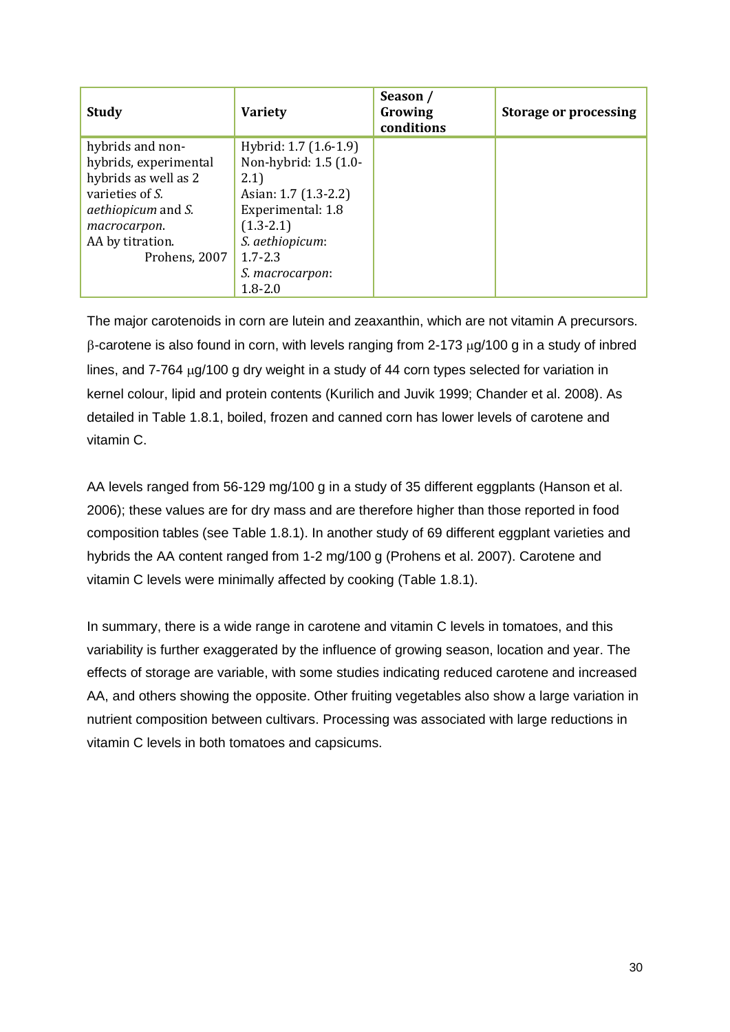| Study | Variety | Season / Growing conditions | Storage or processing |
|---|---|---|---|
| hybrids and non-hybrids, experimental hybrids as well as 2 varieties of *S. aethiopicum* and *S. macrocarpon*. AA by titration. Prohens, 2007 | Hybrid: 1.7 (1.6-1.9) Non-hybrid: 1.5 (1.0-2.1) Asian: 1.7 (1.3-2.2) Experimental: 1.8 (1.3-2.1) *S. aethiopicum*: 1.7-2.3 *S. macrocarpon*: 1.8-2.0 | | |

The major carotenoids in corn are lutein and zeaxanthin, which are not vitamin A precursors. β-carotene is also found in corn, with levels ranging from 2-173 μg/100 g in a study of inbred lines, and 7-764 μg/100 g dry weight in a study of 44 corn types selected for variation in kernel colour, lipid and protein contents (Kurilich and Juvik 1999; Chander et al. 2008). As detailed in Table 1.8.1, boiled, frozen and canned corn has lower levels of carotene and vitamin C.

AA levels ranged from 56-129 mg/100 g in a study of 35 different eggplants (Hanson et al. 2006); these values are for dry mass and are therefore higher than those reported in food composition tables (see Table 1.8.1). In another study of 69 different eggplant varieties and hybrids the AA content ranged from 1-2 mg/100 g (Prohens et al. 2007). Carotene and vitamin C levels were minimally affected by cooking (Table 1.8.1).

In summary, there is a wide range in carotene and vitamin C levels in tomatoes, and this variability is further exaggerated by the influence of growing season, location and year. The effects of storage are variable, with some studies indicating reduced carotene and increased AA, and others showing the opposite. Other fruiting vegetables also show a large variation in nutrient composition between cultivars. Processing was associated with large reductions in vitamin C levels in both tomatoes and capsicums.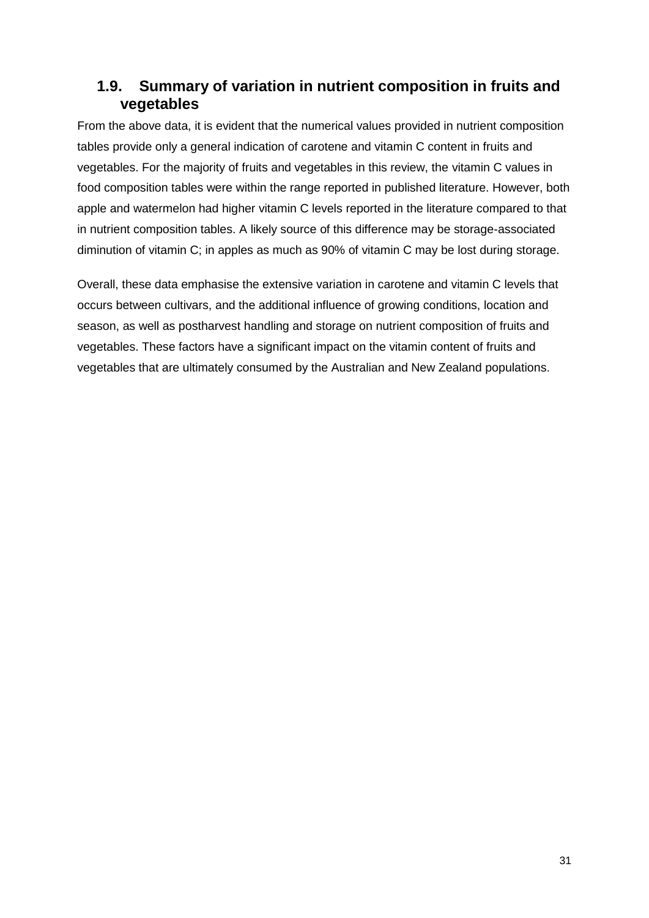## 1.9. Summary of variation in nutrient composition in fruits and vegetables

From the above data, it is evident that the numerical values provided in nutrient composition tables provide only a general indication of carotene and vitamin C content in fruits and vegetables. For the majority of fruits and vegetables in this review, the vitamin C values in food composition tables were within the range reported in published literature. However, both apple and watermelon had higher vitamin C levels reported in the literature compared to that in nutrient composition tables. A likely source of this difference may be storage-associated diminution of vitamin C; in apples as much as 90% of vitamin C may be lost during storage.

Overall, these data emphasise the extensive variation in carotene and vitamin C levels that occurs between cultivars, and the additional influence of growing conditions, location and season, as well as postharvest handling and storage on nutrient composition of fruits and vegetables. These factors have a significant impact on the vitamin content of fruits and vegetables that are ultimately consumed by the Australian and New Zealand populations.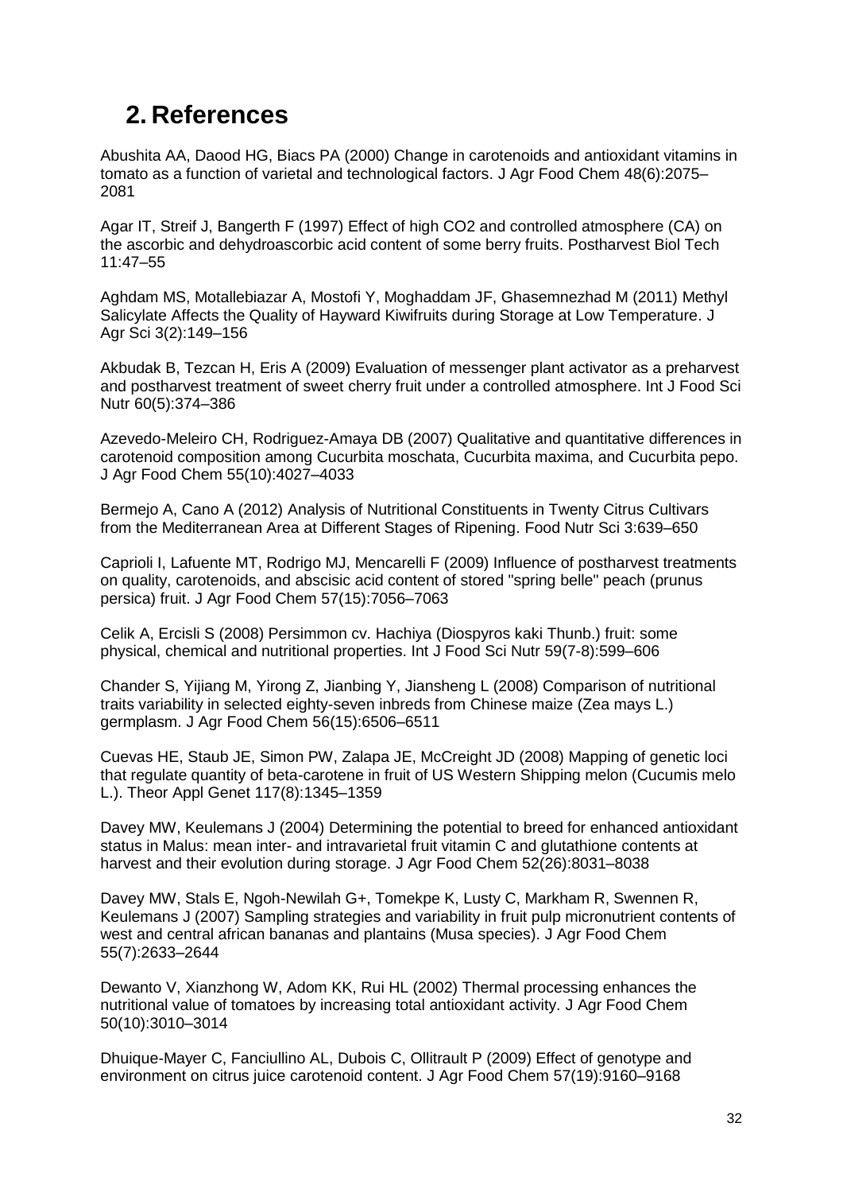# 2. References

Abushita AA, Daood HG, Biacs PA (2000) Change in carotenoids and antioxidant vitamins in tomato as a function of varietal and technological factors. J Agr Food Chem 48(6):2075–2081

Agar IT, Streif J, Bangerth F (1997) Effect of high CO2 and controlled atmosphere (CA) on the ascorbic and dehydroascorbic acid content of some berry fruits. Postharvest Biol Tech 11:47–55

Aghdam MS, Motallebiazar A, Mostofi Y, Moghaddam JF, Ghasemnezhad M (2011) Methyl Salicylate Affects the Quality of Hayward Kiwifruits during Storage at Low Temperature. J Agr Sci 3(2):149–156

Akbudak B, Tezcan H, Eris A (2009) Evaluation of messenger plant activator as a preharvest and postharvest treatment of sweet cherry fruit under a controlled atmosphere. Int J Food Sci Nutr 60(5):374–386

Azevedo-Meleiro CH, Rodriguez-Amaya DB (2007) Qualitative and quantitative differences in carotenoid composition among Cucurbita moschata, Cucurbita maxima, and Cucurbita pepo. J Agr Food Chem 55(10):4027–4033

Bermejo A, Cano A (2012) Analysis of Nutritional Constituents in Twenty Citrus Cultivars from the Mediterranean Area at Different Stages of Ripening. Food Nutr Sci 3:639–650

Caprioli I, Lafuente MT, Rodrigo MJ, Mencarelli F (2009) Influence of postharvest treatments on quality, carotenoids, and abscisic acid content of stored "spring belle" peach (prunus persica) fruit. J Agr Food Chem 57(15):7056–7063

Celik A, Ercisli S (2008) Persimmon cv. Hachiya (Diospyros kaki Thunb.) fruit: some physical, chemical and nutritional properties. Int J Food Sci Nutr 59(7-8):599–606

Chander S, Yijiang M, Yirong Z, Jianbing Y, Jiansheng L (2008) Comparison of nutritional traits variability in selected eighty-seven inbreds from Chinese maize (Zea mays L.) germplasm. J Agr Food Chem 56(15):6506–6511

Cuevas HE, Staub JE, Simon PW, Zalapa JE, McCreight JD (2008) Mapping of genetic loci that regulate quantity of beta-carotene in fruit of US Western Shipping melon (Cucumis melo L.). Theor Appl Genet 117(8):1345–1359

Davey MW, Keulemans J (2004) Determining the potential to breed for enhanced antioxidant status in Malus: mean inter- and intravarietal fruit vitamin C and glutathione contents at harvest and their evolution during storage. J Agr Food Chem 52(26):8031–8038

Davey MW, Stals E, Ngoh-Newilah G+, Tomekpe K, Lusty C, Markham R, Swennen R, Keulemans J (2007) Sampling strategies and variability in fruit pulp micronutrient contents of west and central african bananas and plantains (Musa species). J Agr Food Chem 55(7):2633–2644

Dewanto V, Xianzhong W, Adom KK, Rui HL (2002) Thermal processing enhances the nutritional value of tomatoes by increasing total antioxidant activity. J Agr Food Chem 50(10):3010–3014

Dhuique-Mayer C, Fanciullino AL, Dubois C, Ollitrault P (2009) Effect of genotype and environment on citrus juice carotenoid content. J Agr Food Chem 57(19):9160–9168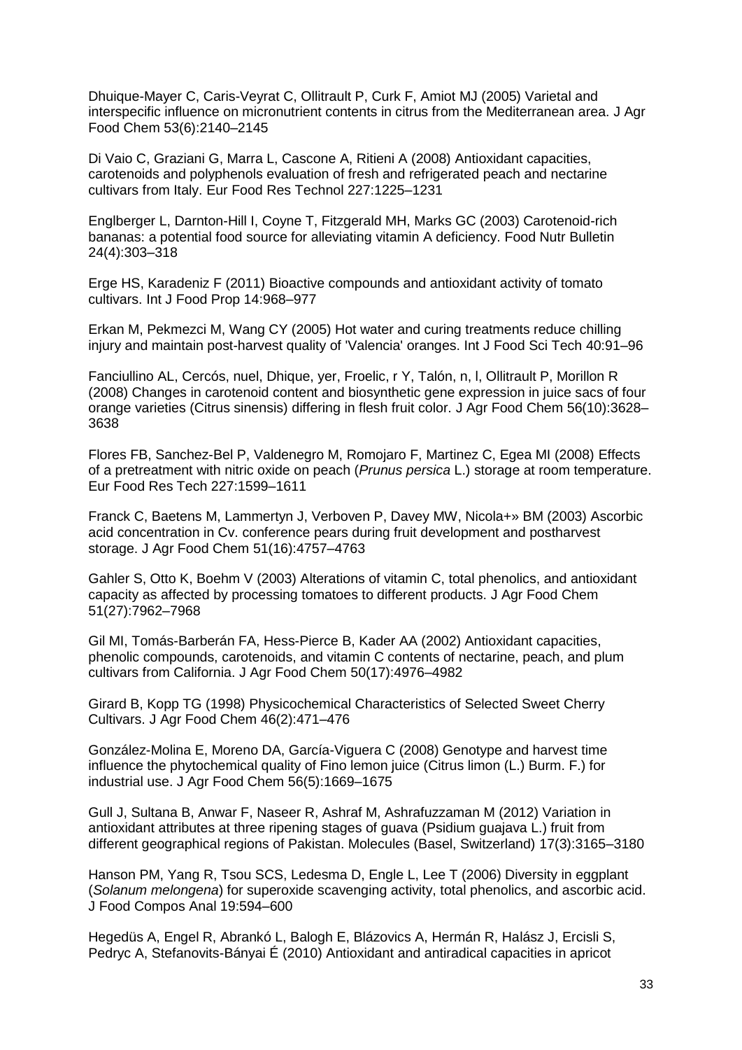Dhuique-Mayer C, Caris-Veyrat C, Ollitrault P, Curk F, Amiot MJ (2005) Varietal and interspecific influence on micronutrient contents in citrus from the Mediterranean area. J Agr Food Chem 53(6):2140–2145

Di Vaio C, Graziani G, Marra L, Cascone A, Ritieni A (2008) Antioxidant capacities, carotenoids and polyphenols evaluation of fresh and refrigerated peach and nectarine cultivars from Italy. Eur Food Res Technol 227:1225–1231

Englberger L, Darnton-Hill I, Coyne T, Fitzgerald MH, Marks GC (2003) Carotenoid-rich bananas: a potential food source for alleviating vitamin A deficiency. Food Nutr Bulletin 24(4):303–318

Erge HS, Karadeniz F (2011) Bioactive compounds and antioxidant activity of tomato cultivars. Int J Food Prop 14:968–977

Erkan M, Pekmezci M, Wang CY (2005) Hot water and curing treatments reduce chilling injury and maintain post-harvest quality of 'Valencia' oranges. Int J Food Sci Tech 40:91–96

Fanciullino AL, Cercós, nuel, Dhique, yer, Froelic, r Y, Talón, n, l, Ollitrault P, Morillon R (2008) Changes in carotenoid content and biosynthetic gene expression in juice sacs of four orange varieties (Citrus sinensis) differing in flesh fruit color. J Agr Food Chem 56(10):3628–3638

Flores FB, Sanchez-Bel P, Valdenegro M, Romojaro F, Martinez C, Egea MI (2008) Effects of a pretreatment with nitric oxide on peach (*Prunus persica* L.) storage at room temperature. Eur Food Res Tech 227:1599–1611

Franck C, Baetens M, Lammertyn J, Verboven P, Davey MW, Nicola+» BM (2003) Ascorbic acid concentration in Cv. conference pears during fruit development and postharvest storage. J Agr Food Chem 51(16):4757–4763

Gahler S, Otto K, Boehm V (2003) Alterations of vitamin C, total phenolics, and antioxidant capacity as affected by processing tomatoes to different products. J Agr Food Chem 51(27):7962–7968

Gil MI, Tomás-Barberán FA, Hess-Pierce B, Kader AA (2002) Antioxidant capacities, phenolic compounds, carotenoids, and vitamin C contents of nectarine, peach, and plum cultivars from California. J Agr Food Chem 50(17):4976–4982

Girard B, Kopp TG (1998) Physicochemical Characteristics of Selected Sweet Cherry Cultivars. J Agr Food Chem 46(2):471–476

González-Molina E, Moreno DA, García-Viguera C (2008) Genotype and harvest time influence the phytochemical quality of Fino lemon juice (Citrus limon (L.) Burm. F.) for industrial use. J Agr Food Chem 56(5):1669–1675

Gull J, Sultana B, Anwar F, Naseer R, Ashraf M, Ashrafuzzaman M (2012) Variation in antioxidant attributes at three ripening stages of guava (Psidium guajava L.) fruit from different geographical regions of Pakistan. Molecules (Basel, Switzerland) 17(3):3165–3180

Hanson PM, Yang R, Tsou SCS, Ledesma D, Engle L, Lee T (2006) Diversity in eggplant (*Solanum melongena*) for superoxide scavenging activity, total phenolics, and ascorbic acid. J Food Compos Anal 19:594–600

Hegedüs A, Engel R, Abrankó L, Balogh E, Blázovics A, Hermán R, Halász J, Ercisli S, Pedryc A, Stefanovits-Bányai É (2010) Antioxidant and antiradical capacities in apricot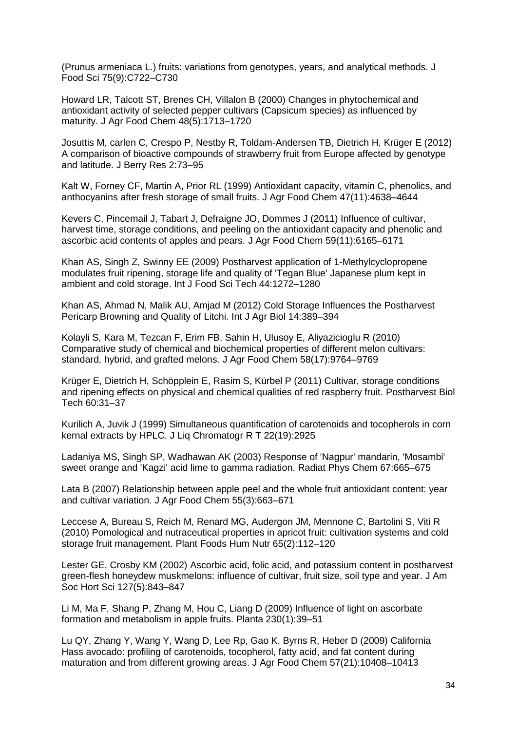(Prunus armeniaca L.) fruits: variations from genotypes, years, and analytical methods. J Food Sci 75(9):C722–C730

Howard LR, Talcott ST, Brenes CH, Villalon B (2000) Changes in phytochemical and antioxidant activity of selected pepper cultivars (Capsicum species) as influenced by maturity. J Agr Food Chem 48(5):1713–1720

Josuttis M, carlen C, Crespo P, Nestby R, Toldam-Andersen TB, Dietrich H, Krüger E (2012) A comparison of bioactive compounds of strawberry fruit from Europe affected by genotype and latitude. J Berry Res 2:73–95

Kalt W, Forney CF, Martin A, Prior RL (1999) Antioxidant capacity, vitamin C, phenolics, and anthocyanins after fresh storage of small fruits. J Agr Food Chem 47(11):4638–4644

Kevers C, Pincemail J, Tabart J, Defraigne JO, Dommes J (2011) Influence of cultivar, harvest time, storage conditions, and peeling on the antioxidant capacity and phenolic and ascorbic acid contents of apples and pears. J Agr Food Chem 59(11):6165–6171

Khan AS, Singh Z, Swinny EE (2009) Postharvest application of 1-Methylcyclopropene modulates fruit ripening, storage life and quality of 'Tegan Blue' Japanese plum kept in ambient and cold storage. Int J Food Sci Tech 44:1272–1280

Khan AS, Ahmad N, Malik AU, Amjad M (2012) Cold Storage Influences the Postharvest Pericarp Browning and Quality of Litchi. Int J Agr Biol 14:389–394

Kolayli S, Kara M, Tezcan F, Erim FB, Sahin H, Ulusoy E, Aliyazicioglu R (2010) Comparative study of chemical and biochemical properties of different melon cultivars: standard, hybrid, and grafted melons. J Agr Food Chem 58(17):9764–9769

Krüger E, Dietrich H, Schöpplein E, Rasim S, Kürbel P (2011) Cultivar, storage conditions and ripening effects on physical and chemical qualities of red raspberry fruit. Postharvest Biol Tech 60:31–37

Kurilich A, Juvik J (1999) Simultaneous quantification of carotenoids and tocopherols in corn kernal extracts by HPLC. J Liq Chromatogr R T 22(19):2925

Ladaniya MS, Singh SP, Wadhawan AK (2003) Response of 'Nagpur' mandarin, 'Mosambi' sweet orange and 'Kagzi' acid lime to gamma radiation. Radiat Phys Chem 67:665–675

Lata B (2007) Relationship between apple peel and the whole fruit antioxidant content: year and cultivar variation. J Agr Food Chem 55(3):663–671

Leccese A, Bureau S, Reich M, Renard MG, Audergon JM, Mennone C, Bartolini S, Viti R (2010) Pomological and nutraceutical properties in apricot fruit: cultivation systems and cold storage fruit management. Plant Foods Hum Nutr 65(2):112–120

Lester GE, Crosby KM (2002) Ascorbic acid, folic acid, and potassium content in postharvest green-flesh honeydew muskmelons: influence of cultivar, fruit size, soil type and year. J Am Soc Hort Sci 127(5):843–847

Li M, Ma F, Shang P, Zhang M, Hou C, Liang D (2009) Influence of light on ascorbate formation and metabolism in apple fruits. Planta 230(1):39–51

Lu QY, Zhang Y, Wang Y, Wang D, Lee Rp, Gao K, Byrns R, Heber D (2009) California Hass avocado: profiling of carotenoids, tocopherol, fatty acid, and fat content during maturation and from different growing areas. J Agr Food Chem 57(21):10408–10413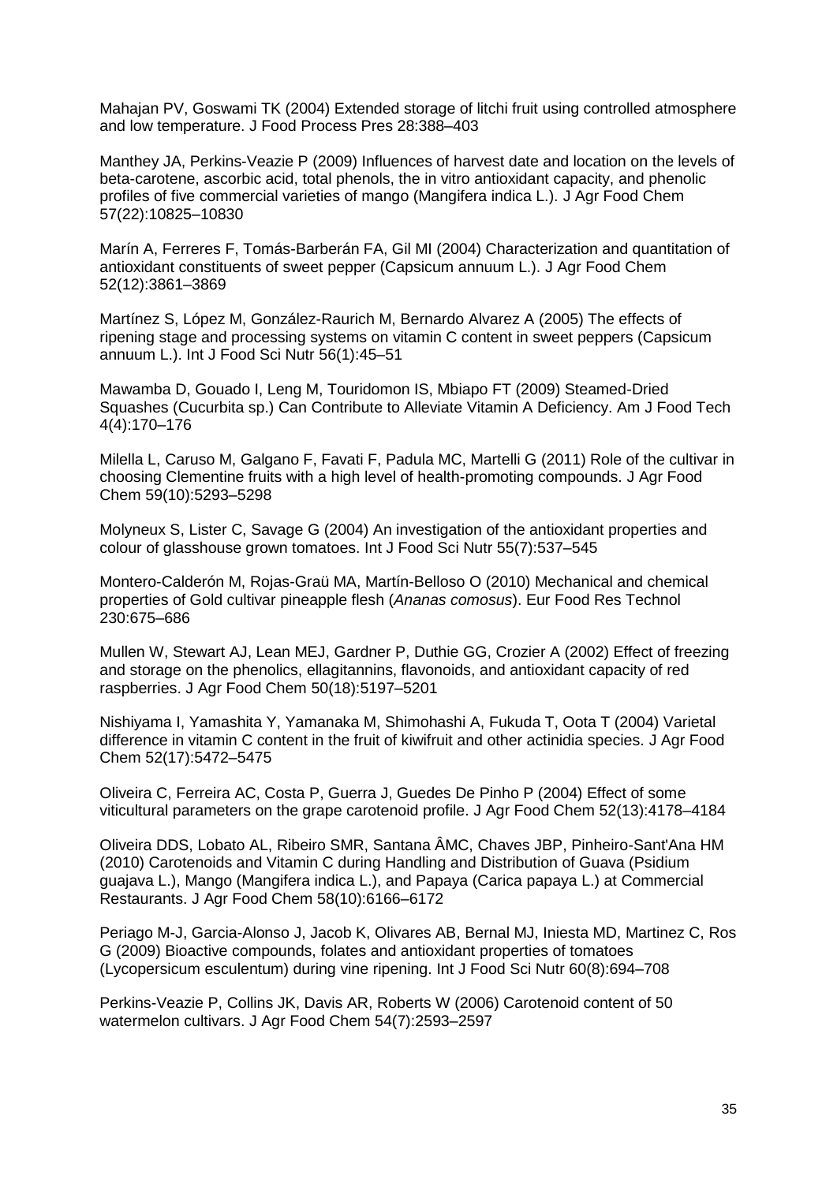Mahajan PV, Goswami TK (2004) Extended storage of litchi fruit using controlled atmosphere and low temperature. J Food Process Pres 28:388–403

Manthey JA, Perkins-Veazie P (2009) Influences of harvest date and location on the levels of beta-carotene, ascorbic acid, total phenols, the in vitro antioxidant capacity, and phenolic profiles of five commercial varieties of mango (Mangifera indica L.). J Agr Food Chem 57(22):10825–10830

Marín A, Ferreres F, Tomás-Barberán FA, Gil MI (2004) Characterization and quantitation of antioxidant constituents of sweet pepper (Capsicum annuum L.). J Agr Food Chem 52(12):3861–3869

Martínez S, López M, González-Raurich M, Bernardo Alvarez A (2005) The effects of ripening stage and processing systems on vitamin C content in sweet peppers (Capsicum annuum L.). Int J Food Sci Nutr 56(1):45–51

Mawamba D, Gouado I, Leng M, Touridomon IS, Mbiapo FT (2009) Steamed-Dried Squashes (Cucurbita sp.) Can Contribute to Alleviate Vitamin A Deficiency. Am J Food Tech 4(4):170–176

Milella L, Caruso M, Galgano F, Favati F, Padula MC, Martelli G (2011) Role of the cultivar in choosing Clementine fruits with a high level of health-promoting compounds. J Agr Food Chem 59(10):5293–5298

Molyneux S, Lister C, Savage G (2004) An investigation of the antioxidant properties and colour of glasshouse grown tomatoes. Int J Food Sci Nutr 55(7):537–545

Montero-Calderón M, Rojas-Graü MA, Martín-Belloso O (2010) Mechanical and chemical properties of Gold cultivar pineapple flesh (*Ananas comosus*). Eur Food Res Technol 230:675–686

Mullen W, Stewart AJ, Lean MEJ, Gardner P, Duthie GG, Crozier A (2002) Effect of freezing and storage on the phenolics, ellagitannins, flavonoids, and antioxidant capacity of red raspberries. J Agr Food Chem 50(18):5197–5201

Nishiyama I, Yamashita Y, Yamanaka M, Shimohashi A, Fukuda T, Oota T (2004) Varietal difference in vitamin C content in the fruit of kiwifruit and other actinidia species. J Agr Food Chem 52(17):5472–5475

Oliveira C, Ferreira AC, Costa P, Guerra J, Guedes De Pinho P (2004) Effect of some viticultural parameters on the grape carotenoid profile. J Agr Food Chem 52(13):4178–4184

Oliveira DDS, Lobato AL, Ribeiro SMR, Santana ÂMC, Chaves JBP, Pinheiro-Sant'Ana HM (2010) Carotenoids and Vitamin C during Handling and Distribution of Guava (Psidium guajava L.), Mango (Mangifera indica L.), and Papaya (Carica papaya L.) at Commercial Restaurants. J Agr Food Chem 58(10):6166–6172

Periago M-J, Garcia-Alonso J, Jacob K, Olivares AB, Bernal MJ, Iniesta MD, Martinez C, Ros G (2009) Bioactive compounds, folates and antioxidant properties of tomatoes (Lycopersicum esculentum) during vine ripening. Int J Food Sci Nutr 60(8):694–708

Perkins-Veazie P, Collins JK, Davis AR, Roberts W (2006) Carotenoid content of 50 watermelon cultivars. J Agr Food Chem 54(7):2593–2597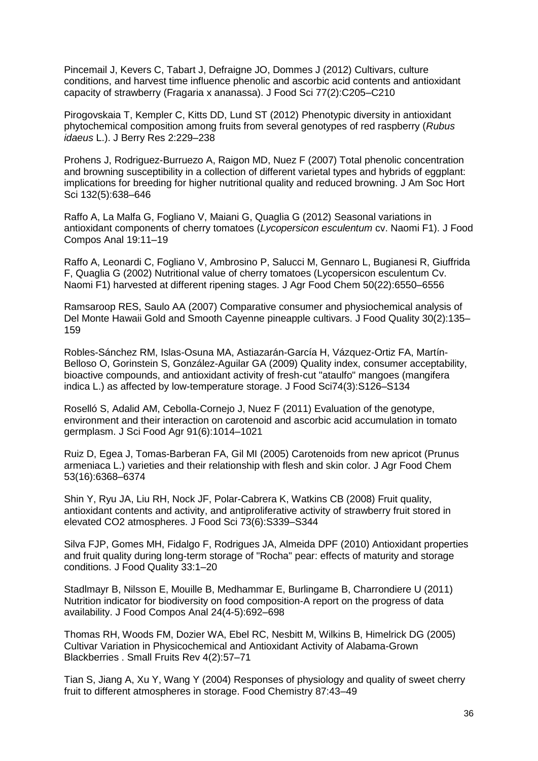Pincemail J, Kevers C, Tabart J, Defraigne JO, Dommes J (2012) Cultivars, culture conditions, and harvest time influence phenolic and ascorbic acid contents and antioxidant capacity of strawberry (Fragaria x ananassa). J Food Sci 77(2):C205–C210

Pirogovskaia T, Kempler C, Kitts DD, Lund ST (2012) Phenotypic diversity in antioxidant phytochemical composition among fruits from several genotypes of red raspberry (*Rubus idaeus* L.). J Berry Res 2:229–238

Prohens J, Rodriguez-Burruezo A, Raigon MD, Nuez F (2007) Total phenolic concentration and browning susceptibility in a collection of different varietal types and hybrids of eggplant: implications for breeding for higher nutritional quality and reduced browning. J Am Soc Hort Sci 132(5):638–646

Raffo A, La Malfa G, Fogliano V, Maiani G, Quaglia G (2012) Seasonal variations in antioxidant components of cherry tomatoes (*Lycopersicon esculentum* cv. Naomi F1). J Food Compos Anal 19:11–19

Raffo A, Leonardi C, Fogliano V, Ambrosino P, Salucci M, Gennaro L, Bugianesi R, Giuffrida F, Quaglia G (2002) Nutritional value of cherry tomatoes (Lycopersicon esculentum Cv. Naomi F1) harvested at different ripening stages. J Agr Food Chem 50(22):6550–6556

Ramsaroop RES, Saulo AA (2007) Comparative consumer and physiochemical analysis of Del Monte Hawaii Gold and Smooth Cayenne pineapple cultivars. J Food Quality 30(2):135–159

Robles-Sánchez RM, Islas-Osuna MA, Astiazarán-García H, Vázquez-Ortiz FA, Martín-Belloso O, Gorinstein S, González-Aguilar GA (2009) Quality index, consumer acceptability, bioactive compounds, and antioxidant activity of fresh-cut "ataulfo" mangoes (mangifera indica L.) as affected by low-temperature storage. J Food Sci74(3):S126–S134

Roselló S, Adalid AM, Cebolla-Cornejo J, Nuez F (2011) Evaluation of the genotype, environment and their interaction on carotenoid and ascorbic acid accumulation in tomato germplasm. J Sci Food Agr 91(6):1014–1021

Ruiz D, Egea J, Tomas-Barberan FA, Gil MI (2005) Carotenoids from new apricot (Prunus armeniaca L.) varieties and their relationship with flesh and skin color. J Agr Food Chem 53(16):6368–6374

Shin Y, Ryu JA, Liu RH, Nock JF, Polar-Cabrera K, Watkins CB (2008) Fruit quality, antioxidant contents and activity, and antiproliferative activity of strawberry fruit stored in elevated CO2 atmospheres. J Food Sci 73(6):S339–S344

Silva FJP, Gomes MH, Fidalgo F, Rodrigues JA, Almeida DPF (2010) Antioxidant properties and fruit quality during long-term storage of "Rocha" pear: effects of maturity and storage conditions. J Food Quality 33:1–20

Stadlmayr B, Nilsson E, Mouille B, Medhammar E, Burlingame B, Charrondiere U (2011) Nutrition indicator for biodiversity on food composition-A report on the progress of data availability. J Food Compos Anal 24(4-5):692–698

Thomas RH, Woods FM, Dozier WA, Ebel RC, Nesbitt M, Wilkins B, Himelrick DG (2005) Cultivar Variation in Physicochemical and Antioxidant Activity of Alabama-Grown Blackberries . Small Fruits Rev 4(2):57–71

Tian S, Jiang A, Xu Y, Wang Y (2004) Responses of physiology and quality of sweet cherry fruit to different atmospheres in storage. Food Chemistry 87:43–49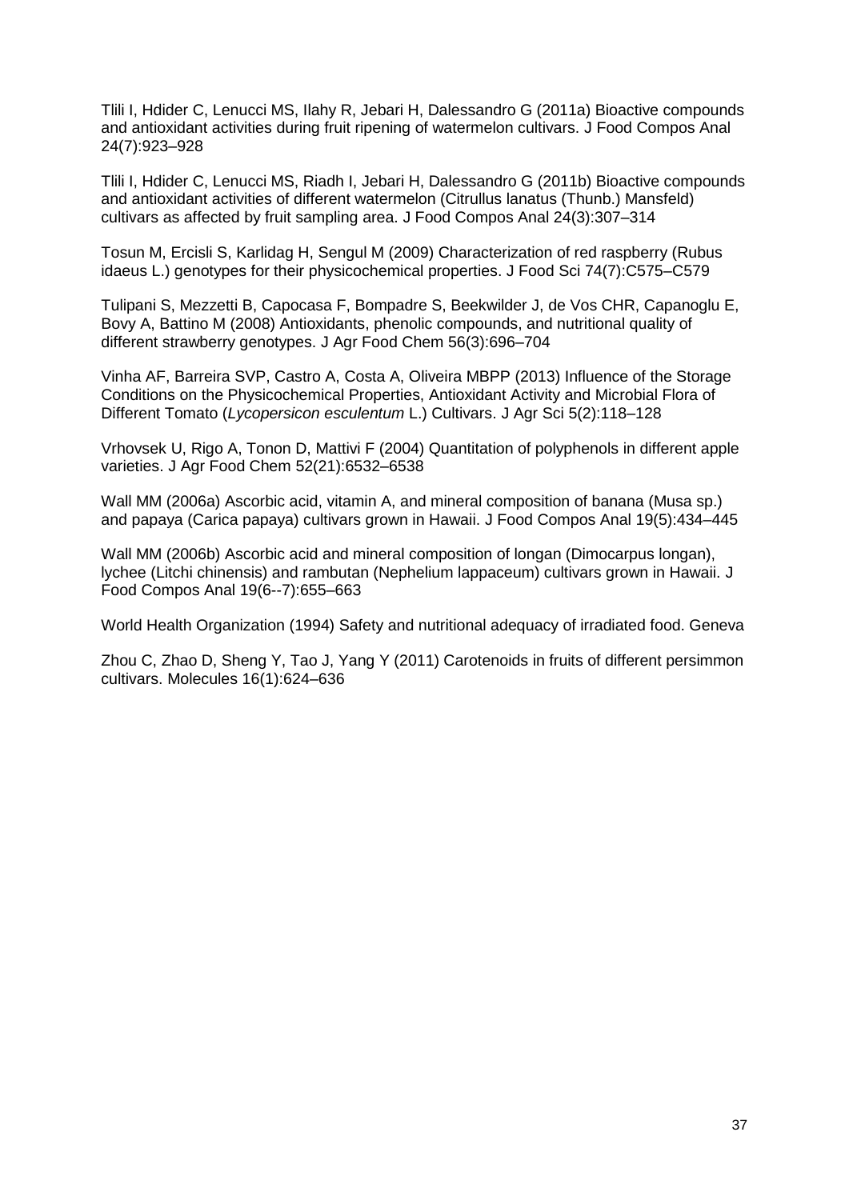Tlili I, Hdider C, Lenucci MS, Ilahy R, Jebari H, Dalessandro G (2011a) Bioactive compounds and antioxidant activities during fruit ripening of watermelon cultivars. J Food Compos Anal 24(7):923–928

Tlili I, Hdider C, Lenucci MS, Riadh I, Jebari H, Dalessandro G (2011b) Bioactive compounds and antioxidant activities of different watermelon (Citrullus lanatus (Thunb.) Mansfeld) cultivars as affected by fruit sampling area. J Food Compos Anal 24(3):307–314

Tosun M, Ercisli S, Karlidag H, Sengul M (2009) Characterization of red raspberry (Rubus idaeus L.) genotypes for their physicochemical properties. J Food Sci 74(7):C575–C579

Tulipani S, Mezzetti B, Capocasa F, Bompadre S, Beekwilder J, de Vos CHR, Capanoglu E, Bovy A, Battino M (2008) Antioxidants, phenolic compounds, and nutritional quality of different strawberry genotypes. J Agr Food Chem 56(3):696–704

Vinha AF, Barreira SVP, Castro A, Costa A, Oliveira MBPP (2013) Influence of the Storage Conditions on the Physicochemical Properties, Antioxidant Activity and Microbial Flora of Different Tomato (*Lycopersicon esculentum* L.) Cultivars. J Agr Sci 5(2):118–128

Vrhovsek U, Rigo A, Tonon D, Mattivi F (2004) Quantitation of polyphenols in different apple varieties. J Agr Food Chem 52(21):6532–6538

Wall MM (2006a) Ascorbic acid, vitamin A, and mineral composition of banana (Musa sp.) and papaya (Carica papaya) cultivars grown in Hawaii. J Food Compos Anal 19(5):434–445

Wall MM (2006b) Ascorbic acid and mineral composition of longan (Dimocarpus longan), lychee (Litchi chinensis) and rambutan (Nephelium lappaceum) cultivars grown in Hawaii. J Food Compos Anal 19(6--7):655–663

World Health Organization (1994) Safety and nutritional adequacy of irradiated food. Geneva

Zhou C, Zhao D, Sheng Y, Tao J, Yang Y (2011) Carotenoids in fruits of different persimmon cultivars. Molecules 16(1):624–636